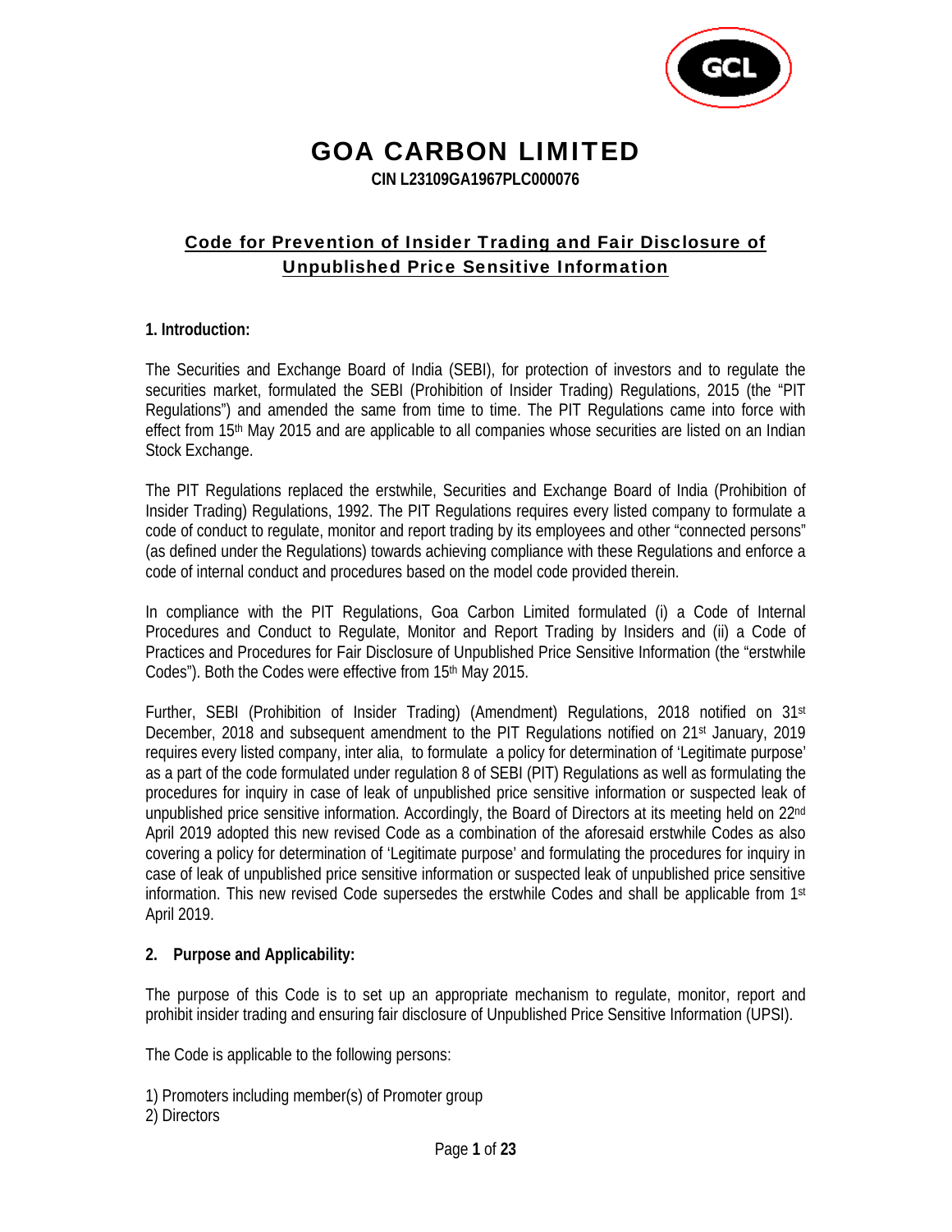# GOA CARBON LIMITED

**CIN L23109GA1967PLC000076**

## Code for Prevention of Insider Trading and Fair Disclosure of Unpublished Price Sensitive Information

**1. Introduction:**

The Securities and Exchange Board of India (SEBI), for protection of investors and to regulate the securities market, formulated the SEBI (Prohibition of Insider Trading) Regulations, 2015 (the "PIT Regulations") and amended the same from time to time. The PIT Regulations came into force with effect from 15th May 2015 and are applicable to all companies whose securities are listed on an Indian Stock Exchange.

The PIT Regulations replaced the erstwhile, Securities and Exchange Board of India (Prohibition of Insider Trading) Regulations, 1992. The PIT Regulations requires every listed company to formulate a code of conduct to regulate, monitor and report trading by its employees and other "connected persons" (as defined under the Regulations) towards achieving compliance with these Regulations and enforce a code of internal conduct and procedures based on the model code provided therein.

In compliance with the PIT Regulations, Goa Carbon Limited formulated (i) a Code of Internal Procedures and Conduct to Regulate, Monitor and Report Trading by Insiders and (ii) a Code of Practices and Procedures for Fair Disclosure of Unpublished Price Sensitive Information (the "erstwhile Codes"). Both the Codes were effective from 15th May 2015.

Further, SEBI (Prohibition of Insider Trading) (Amendment) Regulations, 2018 notified on 31st December, 2018 and subsequent amendment to the PIT Regulations notified on 21st January, 2019 requires every listed company, inter alia, to formulate a policy for determination of 'Legitimate purpose' as a part of the code formulated under regulation 8 of SEBI (PIT) Regulations as well as formulating the procedures for inquiry in case of leak of unpublished price sensitive information or suspected leak of unpublished price sensitive information. Accordingly, the Board of Directors at its meeting held on 22nd April 2019 adopted this new revised Code as a combination of the aforesaid erstwhile Codes as also covering a policy for determination of 'Legitimate purpose' and formulating the procedures for inquiry in case of leak of unpublished price sensitive information or suspected leak of unpublished price sensitive information. This new revised Code supersedes the erstwhile Codes and shall be applicable from 1st April 2019.

**2. Purpose and Applicability:**

The purpose of this Code is to set up an appropriate mechanism to regulate, monitor, report and prohibit insider trading and ensuring fair disclosure of Unpublished Price Sensitive Information (UPSI).

The Code is applicable to the following persons:

1) Promoters including member(s) of Promoter group
2) Directors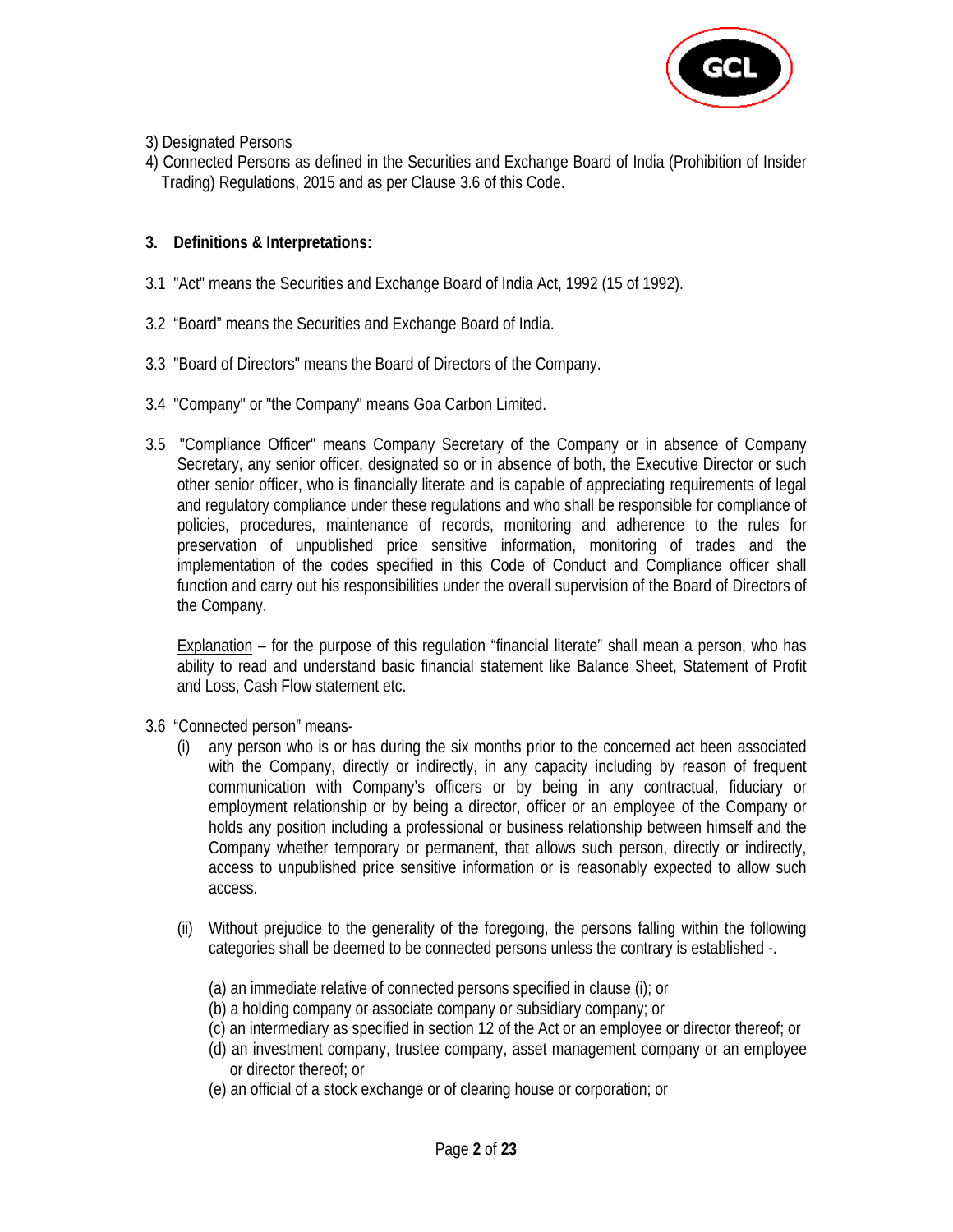3) Designated Persons

4) Connected Persons as defined in the Securities and Exchange Board of India (Prohibition of Insider Trading) Regulations, 2015 and as per Clause 3.6 of this Code.

**3. Definitions & Interpretations:**

3.1 "Act" means the Securities and Exchange Board of India Act, 1992 (15 of 1992).

3.2 "Board" means the Securities and Exchange Board of India.

3.3 "Board of Directors" means the Board of Directors of the Company.

3.4 "Company" or "the Company" means Goa Carbon Limited.

3.5 "Compliance Officer" means Company Secretary of the Company or in absence of Company Secretary, any senior officer, designated so or in absence of both, the Executive Director or such other senior officer, who is financially literate and is capable of appreciating requirements of legal and regulatory compliance under these regulations and who shall be responsible for compliance of policies, procedures, maintenance of records, monitoring and adherence to the rules for preservation of unpublished price sensitive information, monitoring of trades and the implementation of the codes specified in this Code of Conduct and Compliance officer shall function and carry out his responsibilities under the overall supervision of the Board of Directors of the Company.

Explanation – for the purpose of this regulation "financial literate" shall mean a person, who has ability to read and understand basic financial statement like Balance Sheet, Statement of Profit and Loss, Cash Flow statement etc.

3.6 "Connected person" means-

(i) any person who is or has during the six months prior to the concerned act been associated with the Company, directly or indirectly, in any capacity including by reason of frequent communication with Company's officers or by being in any contractual, fiduciary or employment relationship or by being a director, officer or an employee of the Company or holds any position including a professional or business relationship between himself and the Company whether temporary or permanent, that allows such person, directly or indirectly, access to unpublished price sensitive information or is reasonably expected to allow such access.

(ii) Without prejudice to the generality of the foregoing, the persons falling within the following categories shall be deemed to be connected persons unless the contrary is established -.

(a) an immediate relative of connected persons specified in clause (i); or
(b) a holding company or associate company or subsidiary company; or
(c) an intermediary as specified in section 12 of the Act or an employee or director thereof; or
(d) an investment company, trustee company, asset management company or an employee or director thereof; or
(e) an official of a stock exchange or of clearing house or corporation; or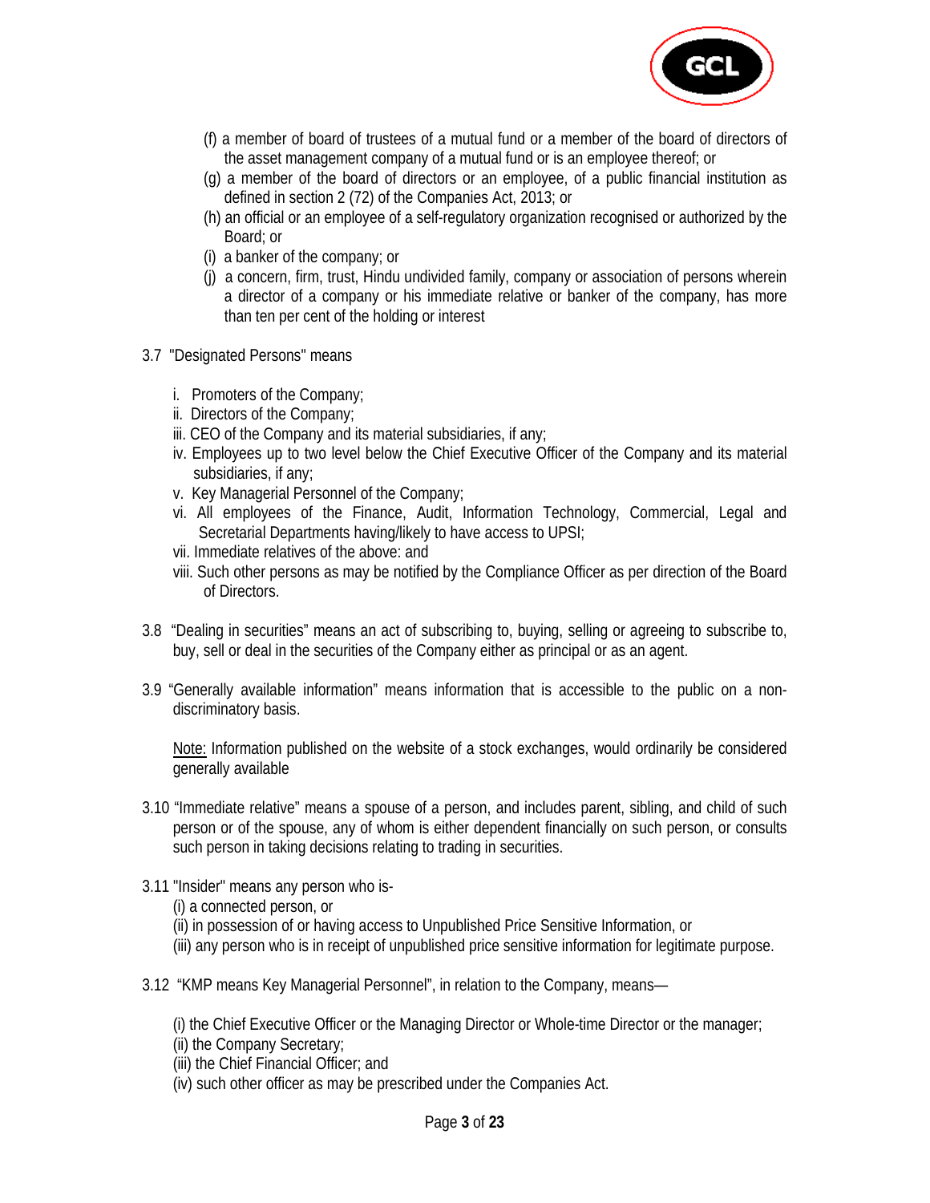(f) a member of board of trustees of a mutual fund or a member of the board of directors of the asset management company of a mutual fund or is an employee thereof; or

(g) a member of the board of directors or an employee, of a public financial institution as defined in section 2 (72) of the Companies Act, 2013; or

(h) an official or an employee of a self-regulatory organization recognised or authorized by the Board; or

(i) a banker of the company; or

(j) a concern, firm, trust, Hindu undivided family, company or association of persons wherein a director of a company or his immediate relative or banker of the company, has more than ten per cent of the holding or interest

3.7 "Designated Persons" means

i. Promoters of the Company;
ii. Directors of the Company;
iii. CEO of the Company and its material subsidiaries, if any;
iv. Employees up to two level below the Chief Executive Officer of the Company and its material subsidiaries, if any;
v. Key Managerial Personnel of the Company;
vi. All employees of the Finance, Audit, Information Technology, Commercial, Legal and Secretarial Departments having/likely to have access to UPSI;
vii. Immediate relatives of the above: and
viii. Such other persons as may be notified by the Compliance Officer as per direction of the Board of Directors.

3.8 "Dealing in securities" means an act of subscribing to, buying, selling or agreeing to subscribe to, buy, sell or deal in the securities of the Company either as principal or as an agent.

3.9 "Generally available information" means information that is accessible to the public on a non-discriminatory basis.

<u>Note:</u> Information published on the website of a stock exchanges, would ordinarily be considered generally available

3.10 "Immediate relative" means a spouse of a person, and includes parent, sibling, and child of such person or of the spouse, any of whom is either dependent financially on such person, or consults such person in taking decisions relating to trading in securities.

3.11 "Insider" means any person who is-

(i) a connected person, or
(ii) in possession of or having access to Unpublished Price Sensitive Information, or
(iii) any person who is in receipt of unpublished price sensitive information for legitimate purpose.

3.12 "KMP means Key Managerial Personnel", in relation to the Company, means—

(i) the Chief Executive Officer or the Managing Director or Whole-time Director or the manager;
(ii) the Company Secretary;
(iii) the Chief Financial Officer; and
(iv) such other officer as may be prescribed under the Companies Act.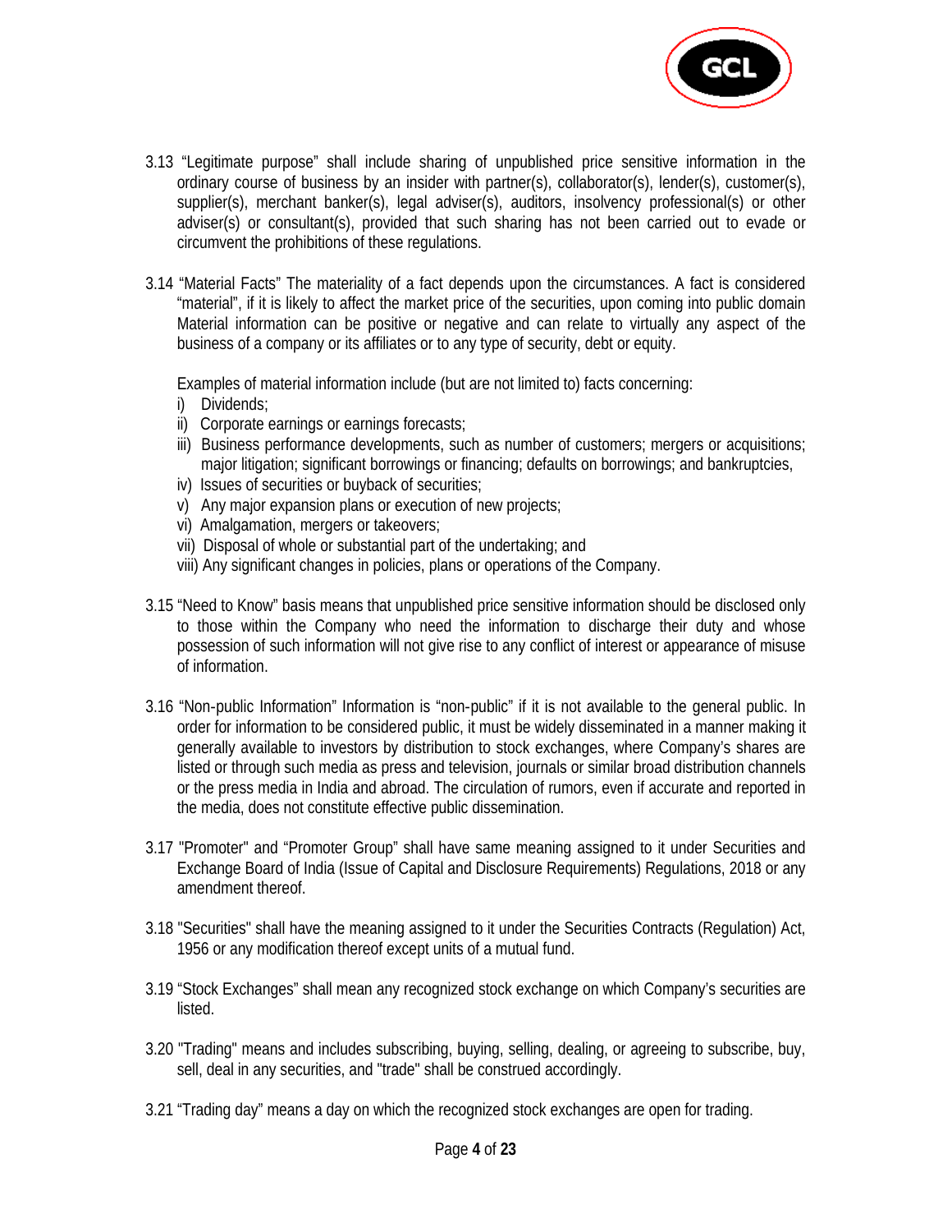3.13 "Legitimate purpose" shall include sharing of unpublished price sensitive information in the ordinary course of business by an insider with partner(s), collaborator(s), lender(s), customer(s), supplier(s), merchant banker(s), legal adviser(s), auditors, insolvency professional(s) or other adviser(s) or consultant(s), provided that such sharing has not been carried out to evade or circumvent the prohibitions of these regulations.

3.14 "Material Facts" The materiality of a fact depends upon the circumstances. A fact is considered "material", if it is likely to affect the market price of the securities, upon coming into public domain Material information can be positive or negative and can relate to virtually any aspect of the business of a company or its affiliates or to any type of security, debt or equity.

Examples of material information include (but are not limited to) facts concerning:

i) Dividends;
ii) Corporate earnings or earnings forecasts;
iii) Business performance developments, such as number of customers; mergers or acquisitions; major litigation; significant borrowings or financing; defaults on borrowings; and bankruptcies,
iv) Issues of securities or buyback of securities;
v) Any major expansion plans or execution of new projects;
vi) Amalgamation, mergers or takeovers;
vii) Disposal of whole or substantial part of the undertaking; and
viii) Any significant changes in policies, plans or operations of the Company.

3.15 "Need to Know" basis means that unpublished price sensitive information should be disclosed only to those within the Company who need the information to discharge their duty and whose possession of such information will not give rise to any conflict of interest or appearance of misuse of information.

3.16 "Non-public Information" Information is "non-public" if it is not available to the general public. In order for information to be considered public, it must be widely disseminated in a manner making it generally available to investors by distribution to stock exchanges, where Company's shares are listed or through such media as press and television, journals or similar broad distribution channels or the press media in India and abroad. The circulation of rumors, even if accurate and reported in the media, does not constitute effective public dissemination.

3.17 "Promoter" and "Promoter Group" shall have same meaning assigned to it under Securities and Exchange Board of India (Issue of Capital and Disclosure Requirements) Regulations, 2018 or any amendment thereof.

3.18 "Securities" shall have the meaning assigned to it under the Securities Contracts (Regulation) Act, 1956 or any modification thereof except units of a mutual fund.

3.19 "Stock Exchanges" shall mean any recognized stock exchange on which Company's securities are listed.

3.20 "Trading" means and includes subscribing, buying, selling, dealing, or agreeing to subscribe, buy, sell, deal in any securities, and "trade" shall be construed accordingly.

3.21 "Trading day" means a day on which the recognized stock exchanges are open for trading.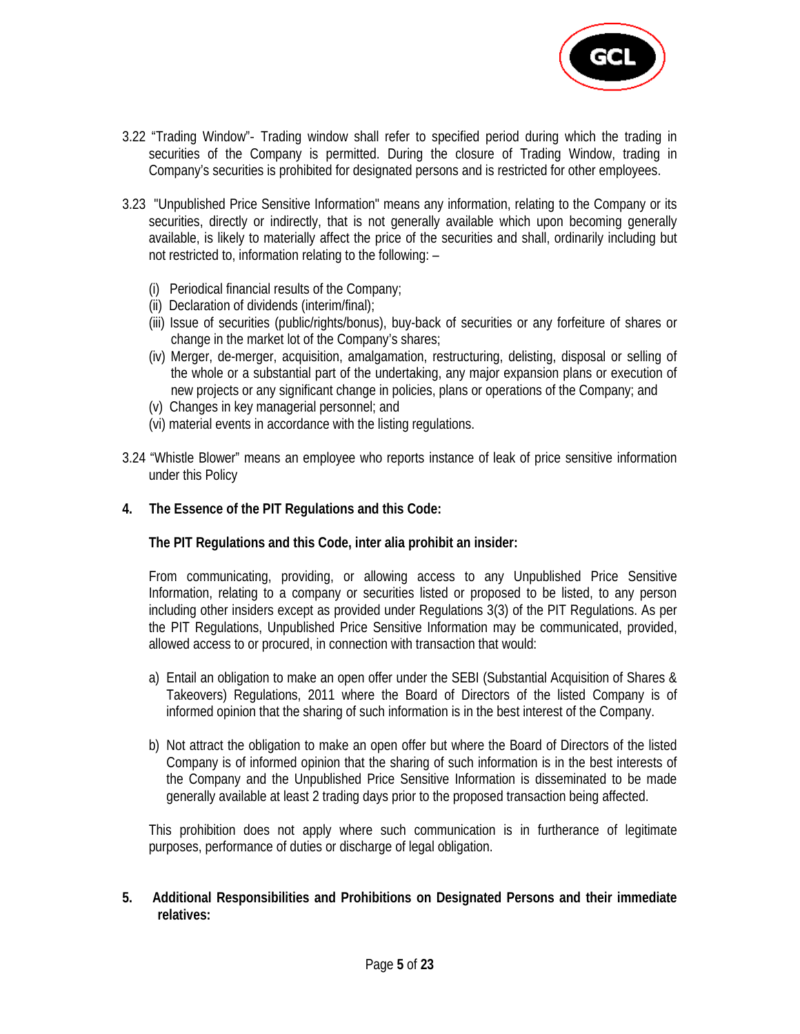3.22 "Trading Window"- Trading window shall refer to specified period during which the trading in securities of the Company is permitted. During the closure of Trading Window, trading in Company's securities is prohibited for designated persons and is restricted for other employees.

3.23 "Unpublished Price Sensitive Information" means any information, relating to the Company or its securities, directly or indirectly, that is not generally available which upon becoming generally available, is likely to materially affect the price of the securities and shall, ordinarily including but not restricted to, information relating to the following: –

(i) Periodical financial results of the Company;
(ii) Declaration of dividends (interim/final);
(iii) Issue of securities (public/rights/bonus), buy-back of securities or any forfeiture of shares or change in the market lot of the Company's shares;
(iv) Merger, de-merger, acquisition, amalgamation, restructuring, delisting, disposal or selling of the whole or a substantial part of the undertaking, any major expansion plans or execution of new projects or any significant change in policies, plans or operations of the Company; and
(v) Changes in key managerial personnel; and
(vi) material events in accordance with the listing regulations.

3.24 "Whistle Blower" means an employee who reports instance of leak of price sensitive information under this Policy

## 4. The Essence of the PIT Regulations and this Code:

**The PIT Regulations and this Code, inter alia prohibit an insider:**

From communicating, providing, or allowing access to any Unpublished Price Sensitive Information, relating to a company or securities listed or proposed to be listed, to any person including other insiders except as provided under Regulations 3(3) of the PIT Regulations. As per the PIT Regulations, Unpublished Price Sensitive Information may be communicated, provided, allowed access to or procured, in connection with transaction that would:

a) Entail an obligation to make an open offer under the SEBI (Substantial Acquisition of Shares & Takeovers) Regulations, 2011 where the Board of Directors of the listed Company is of informed opinion that the sharing of such information is in the best interest of the Company.

b) Not attract the obligation to make an open offer but where the Board of Directors of the listed Company is of informed opinion that the sharing of such information is in the best interests of the Company and the Unpublished Price Sensitive Information is disseminated to be made generally available at least 2 trading days prior to the proposed transaction being affected.

This prohibition does not apply where such communication is in furtherance of legitimate purposes, performance of duties or discharge of legal obligation.

## 5. Additional Responsibilities and Prohibitions on Designated Persons and their immediate relatives: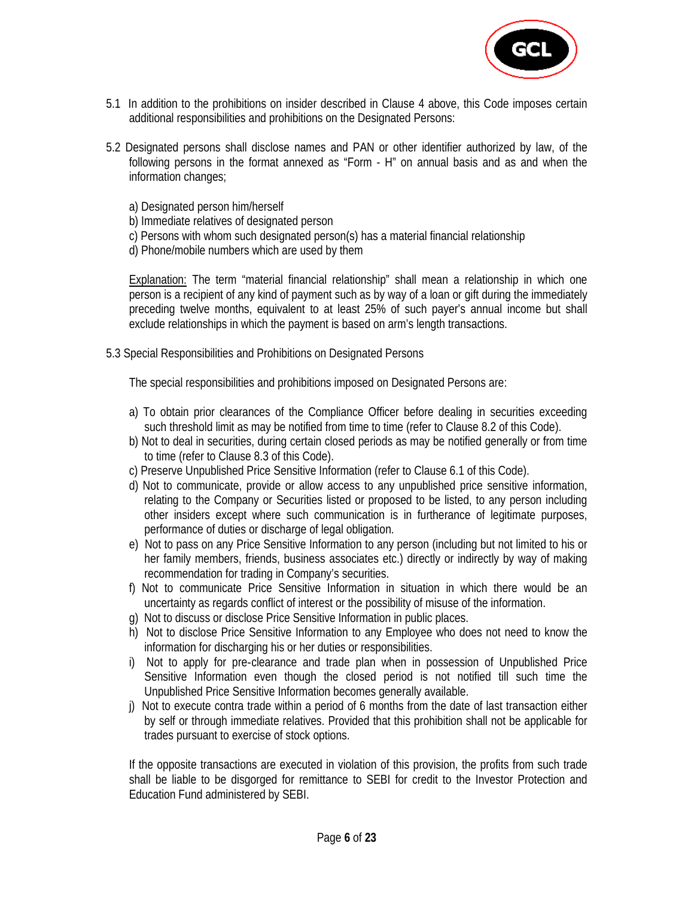5.1 In addition to the prohibitions on insider described in Clause 4 above, this Code imposes certain additional responsibilities and prohibitions on the Designated Persons:

5.2 Designated persons shall disclose names and PAN or other identifier authorized by law, of the following persons in the format annexed as "Form - H" on annual basis and as and when the information changes;

a) Designated person him/herself
b) Immediate relatives of designated person
c) Persons with whom such designated person(s) has a material financial relationship
d) Phone/mobile numbers which are used by them

Explanation: The term "material financial relationship" shall mean a relationship in which one person is a recipient of any kind of payment such as by way of a loan or gift during the immediately preceding twelve months, equivalent to at least 25% of such payer's annual income but shall exclude relationships in which the payment is based on arm's length transactions.

5.3 Special Responsibilities and Prohibitions on Designated Persons

The special responsibilities and prohibitions imposed on Designated Persons are:

a) To obtain prior clearances of the Compliance Officer before dealing in securities exceeding such threshold limit as may be notified from time to time (refer to Clause 8.2 of this Code).
b) Not to deal in securities, during certain closed periods as may be notified generally or from time to time (refer to Clause 8.3 of this Code).
c) Preserve Unpublished Price Sensitive Information (refer to Clause 6.1 of this Code).
d) Not to communicate, provide or allow access to any unpublished price sensitive information, relating to the Company or Securities listed or proposed to be listed, to any person including other insiders except where such communication is in furtherance of legitimate purposes, performance of duties or discharge of legal obligation.
e) Not to pass on any Price Sensitive Information to any person (including but not limited to his or her family members, friends, business associates etc.) directly or indirectly by way of making recommendation for trading in Company's securities.
f) Not to communicate Price Sensitive Information in situation in which there would be an uncertainty as regards conflict of interest or the possibility of misuse of the information.
g) Not to discuss or disclose Price Sensitive Information in public places.
h) Not to disclose Price Sensitive Information to any Employee who does not need to know the information for discharging his or her duties or responsibilities.
i) Not to apply for pre-clearance and trade plan when in possession of Unpublished Price Sensitive Information even though the closed period is not notified till such time the Unpublished Price Sensitive Information becomes generally available.
j) Not to execute contra trade within a period of 6 months from the date of last transaction either by self or through immediate relatives. Provided that this prohibition shall not be applicable for trades pursuant to exercise of stock options.

If the opposite transactions are executed in violation of this provision, the profits from such trade shall be liable to be disgorged for remittance to SEBI for credit to the Investor Protection and Education Fund administered by SEBI.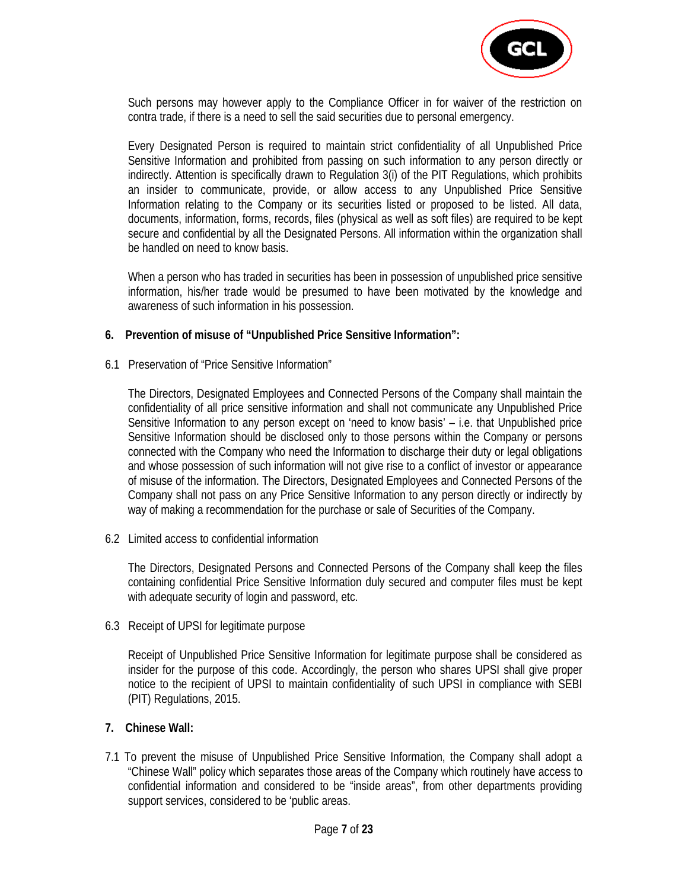Such persons may however apply to the Compliance Officer in for waiver of the restriction on contra trade, if there is a need to sell the said securities due to personal emergency.

Every Designated Person is required to maintain strict confidentiality of all Unpublished Price Sensitive Information and prohibited from passing on such information to any person directly or indirectly. Attention is specifically drawn to Regulation 3(i) of the PIT Regulations, which prohibits an insider to communicate, provide, or allow access to any Unpublished Price Sensitive Information relating to the Company or its securities listed or proposed to be listed. All data, documents, information, forms, records, files (physical as well as soft files) are required to be kept secure and confidential by all the Designated Persons. All information within the organization shall be handled on need to know basis.

When a person who has traded in securities has been in possession of unpublished price sensitive information, his/her trade would be presumed to have been motivated by the knowledge and awareness of such information in his possession.

## 6. Prevention of misuse of "Unpublished Price Sensitive Information":

6.1 Preservation of "Price Sensitive Information"

The Directors, Designated Employees and Connected Persons of the Company shall maintain the confidentiality of all price sensitive information and shall not communicate any Unpublished Price Sensitive Information to any person except on 'need to know basis' – i.e. that Unpublished price Sensitive Information should be disclosed only to those persons within the Company or persons connected with the Company who need the Information to discharge their duty or legal obligations and whose possession of such information will not give rise to a conflict of investor or appearance of misuse of the information. The Directors, Designated Employees and Connected Persons of the Company shall not pass on any Price Sensitive Information to any person directly or indirectly by way of making a recommendation for the purchase or sale of Securities of the Company.

6.2 Limited access to confidential information

The Directors, Designated Persons and Connected Persons of the Company shall keep the files containing confidential Price Sensitive Information duly secured and computer files must be kept with adequate security of login and password, etc.

6.3 Receipt of UPSI for legitimate purpose

Receipt of Unpublished Price Sensitive Information for legitimate purpose shall be considered as insider for the purpose of this code. Accordingly, the person who shares UPSI shall give proper notice to the recipient of UPSI to maintain confidentiality of such UPSI in compliance with SEBI (PIT) Regulations, 2015.

## 7. Chinese Wall:

7.1 To prevent the misuse of Unpublished Price Sensitive Information, the Company shall adopt a "Chinese Wall" policy which separates those areas of the Company which routinely have access to confidential information and considered to be "inside areas", from other departments providing support services, considered to be 'public areas.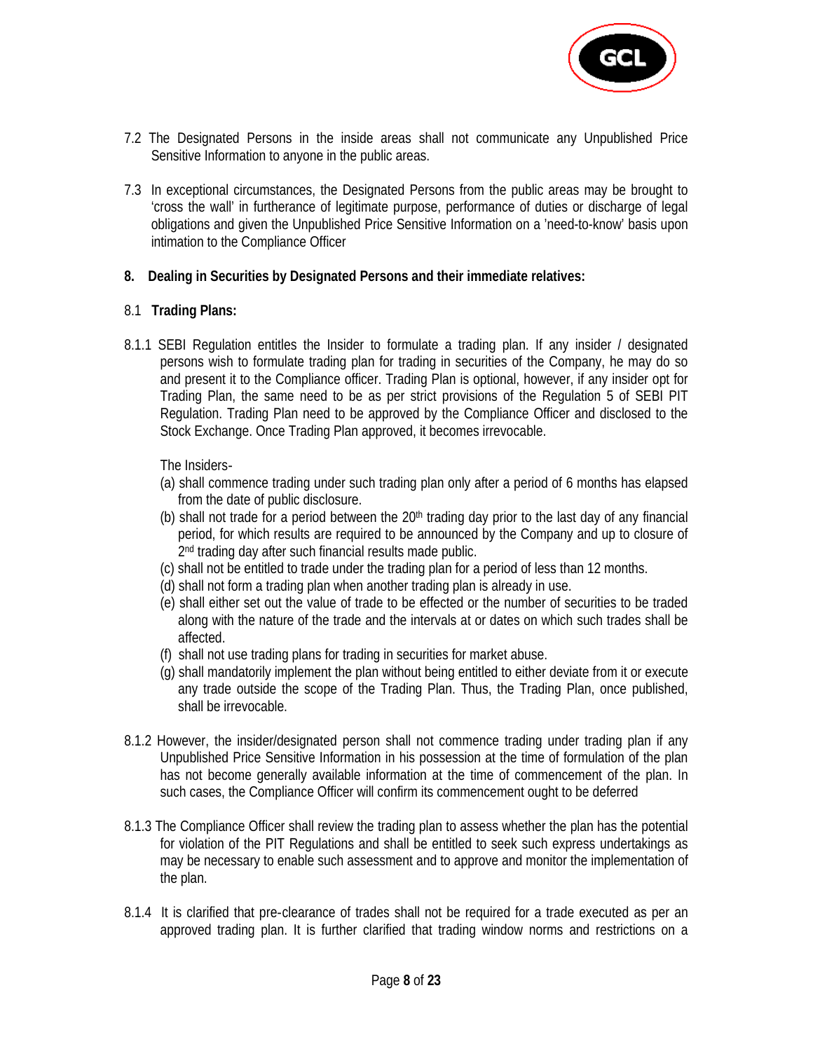7.2 The Designated Persons in the inside areas shall not communicate any Unpublished Price Sensitive Information to anyone in the public areas.

7.3 In exceptional circumstances, the Designated Persons from the public areas may be brought to 'cross the wall' in furtherance of legitimate purpose, performance of duties or discharge of legal obligations and given the Unpublished Price Sensitive Information on a 'need-to-know' basis upon intimation to the Compliance Officer

## 8. Dealing in Securities by Designated Persons and their immediate relatives:

### 8.1 Trading Plans:

8.1.1 SEBI Regulation entitles the Insider to formulate a trading plan. If any insider / designated persons wish to formulate trading plan for trading in securities of the Company, he may do so and present it to the Compliance officer. Trading Plan is optional, however, if any insider opt for Trading Plan, the same need to be as per strict provisions of the Regulation 5 of SEBI PIT Regulation. Trading Plan need to be approved by the Compliance Officer and disclosed to the Stock Exchange. Once Trading Plan approved, it becomes irrevocable.

The Insiders-

(a) shall commence trading under such trading plan only after a period of 6 months has elapsed from the date of public disclosure.

(b) shall not trade for a period between the 20th trading day prior to the last day of any financial period, for which results are required to be announced by the Company and up to closure of 2nd trading day after such financial results made public.

(c) shall not be entitled to trade under the trading plan for a period of less than 12 months.

(d) shall not form a trading plan when another trading plan is already in use.

(e) shall either set out the value of trade to be effected or the number of securities to be traded along with the nature of the trade and the intervals at or dates on which such trades shall be affected.

(f) shall not use trading plans for trading in securities for market abuse.

(g) shall mandatorily implement the plan without being entitled to either deviate from it or execute any trade outside the scope of the Trading Plan. Thus, the Trading Plan, once published, shall be irrevocable.

8.1.2 However, the insider/designated person shall not commence trading under trading plan if any Unpublished Price Sensitive Information in his possession at the time of formulation of the plan has not become generally available information at the time of commencement of the plan. In such cases, the Compliance Officer will confirm its commencement ought to be deferred

8.1.3 The Compliance Officer shall review the trading plan to assess whether the plan has the potential for violation of the PIT Regulations and shall be entitled to seek such express undertakings as may be necessary to enable such assessment and to approve and monitor the implementation of the plan.

8.1.4 It is clarified that pre-clearance of trades shall not be required for a trade executed as per an approved trading plan. It is further clarified that trading window norms and restrictions on a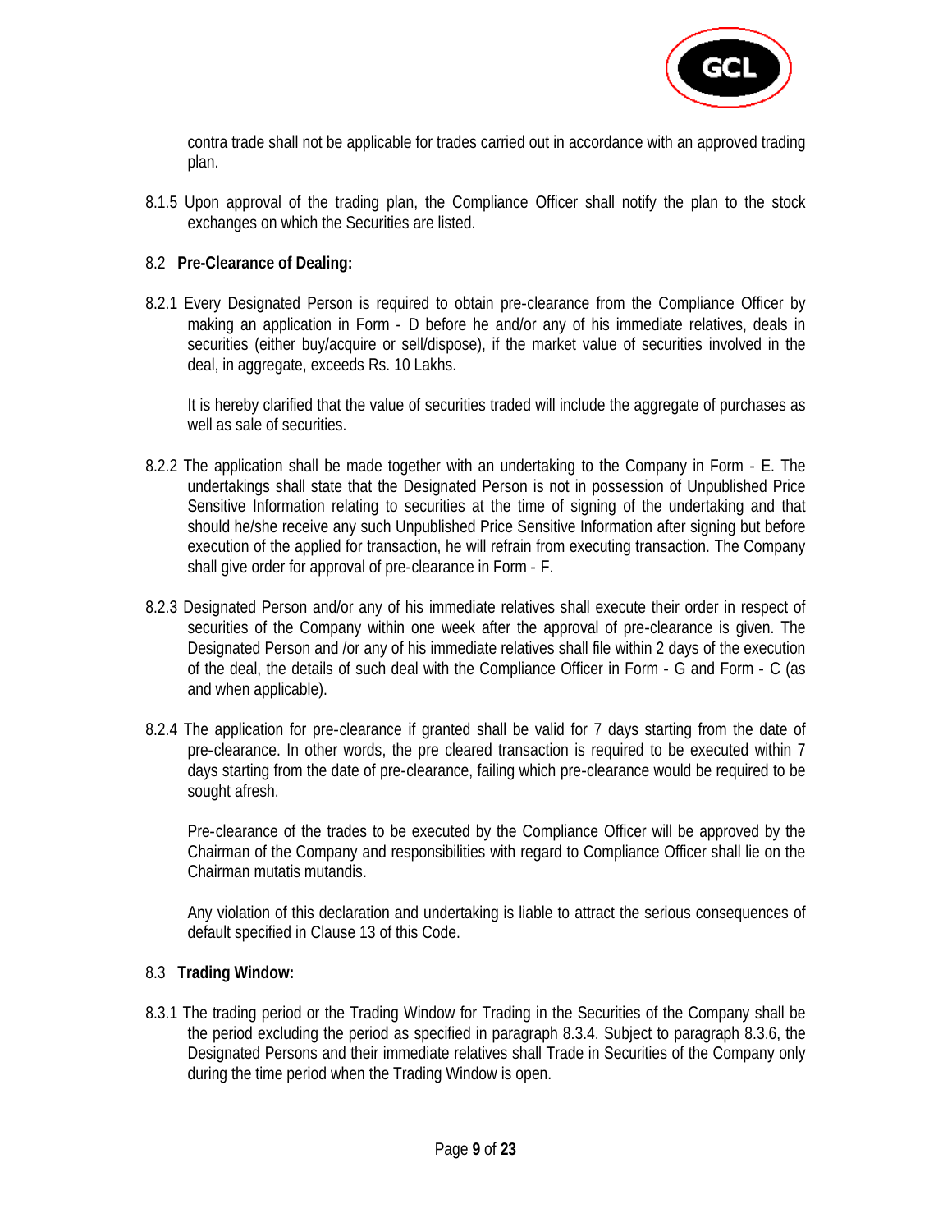contra trade shall not be applicable for trades carried out in accordance with an approved trading plan.

8.1.5 Upon approval of the trading plan, the Compliance Officer shall notify the plan to the stock exchanges on which the Securities are listed.

8.2 **Pre-Clearance of Dealing:**

8.2.1 Every Designated Person is required to obtain pre-clearance from the Compliance Officer by making an application in Form - D before he and/or any of his immediate relatives, deals in securities (either buy/acquire or sell/dispose), if the market value of securities involved in the deal, in aggregate, exceeds Rs. 10 Lakhs.

It is hereby clarified that the value of securities traded will include the aggregate of purchases as well as sale of securities.

8.2.2 The application shall be made together with an undertaking to the Company in Form - E. The undertakings shall state that the Designated Person is not in possession of Unpublished Price Sensitive Information relating to securities at the time of signing of the undertaking and that should he/she receive any such Unpublished Price Sensitive Information after signing but before execution of the applied for transaction, he will refrain from executing transaction. The Company shall give order for approval of pre-clearance in Form - F.

8.2.3 Designated Person and/or any of his immediate relatives shall execute their order in respect of securities of the Company within one week after the approval of pre-clearance is given. The Designated Person and /or any of his immediate relatives shall file within 2 days of the execution of the deal, the details of such deal with the Compliance Officer in Form - G and Form - C (as and when applicable).

8.2.4 The application for pre-clearance if granted shall be valid for 7 days starting from the date of pre-clearance. In other words, the pre cleared transaction is required to be executed within 7 days starting from the date of pre-clearance, failing which pre-clearance would be required to be sought afresh.

Pre-clearance of the trades to be executed by the Compliance Officer will be approved by the Chairman of the Company and responsibilities with regard to Compliance Officer shall lie on the Chairman mutatis mutandis.

Any violation of this declaration and undertaking is liable to attract the serious consequences of default specified in Clause 13 of this Code.

8.3 **Trading Window:**

8.3.1 The trading period or the Trading Window for Trading in the Securities of the Company shall be the period excluding the period as specified in paragraph 8.3.4. Subject to paragraph 8.3.6, the Designated Persons and their immediate relatives shall Trade in Securities of the Company only during the time period when the Trading Window is open.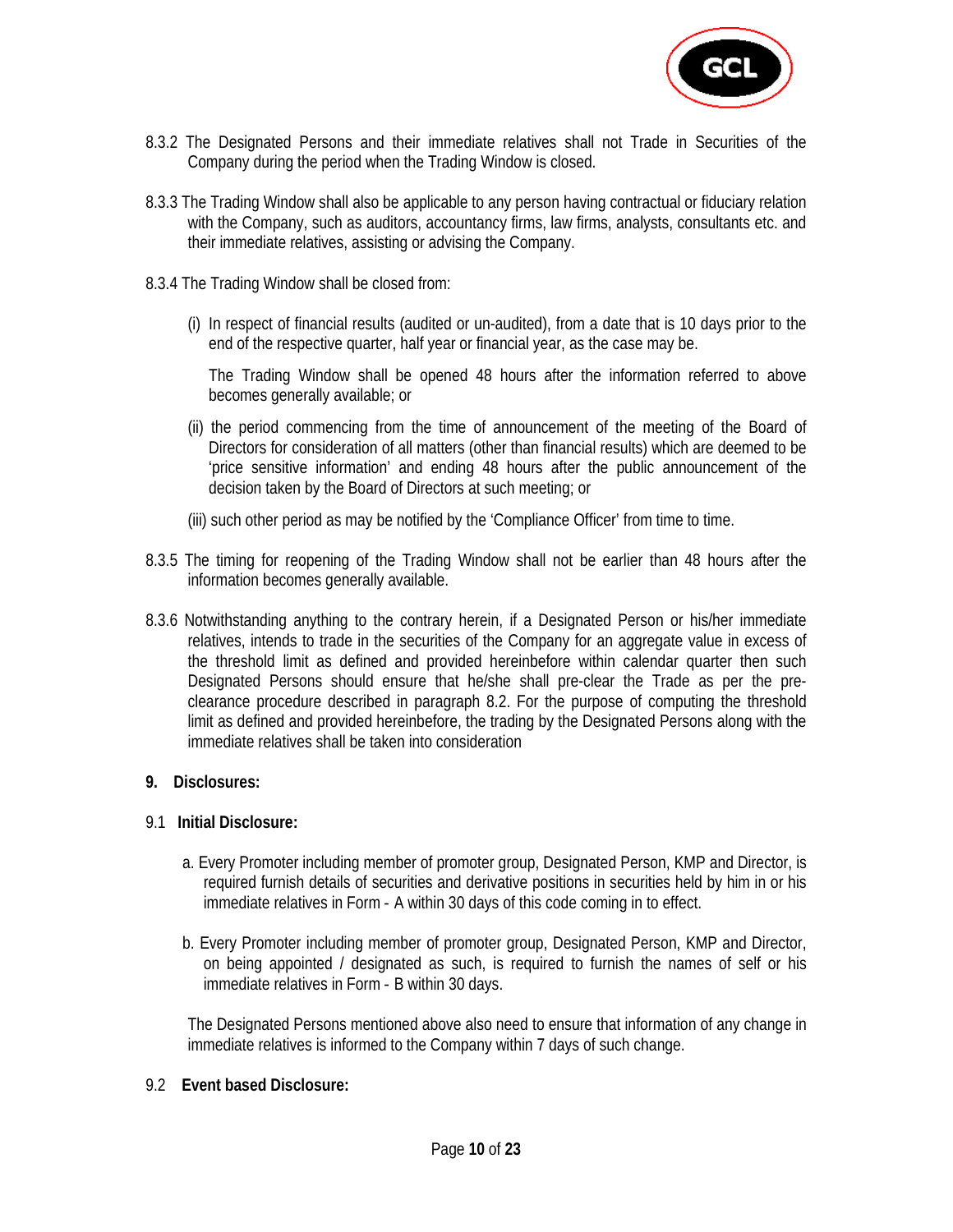8.3.2 The Designated Persons and their immediate relatives shall not Trade in Securities of the Company during the period when the Trading Window is closed.

8.3.3 The Trading Window shall also be applicable to any person having contractual or fiduciary relation with the Company, such as auditors, accountancy firms, law firms, analysts, consultants etc. and their immediate relatives, assisting or advising the Company.

8.3.4 The Trading Window shall be closed from:

(i) In respect of financial results (audited or un-audited), from a date that is 10 days prior to the end of the respective quarter, half year or financial year, as the case may be.

The Trading Window shall be opened 48 hours after the information referred to above becomes generally available; or

(ii) the period commencing from the time of announcement of the meeting of the Board of Directors for consideration of all matters (other than financial results) which are deemed to be 'price sensitive information' and ending 48 hours after the public announcement of the decision taken by the Board of Directors at such meeting; or

(iii) such other period as may be notified by the 'Compliance Officer' from time to time.

8.3.5 The timing for reopening of the Trading Window shall not be earlier than 48 hours after the information becomes generally available.

8.3.6 Notwithstanding anything to the contrary herein, if a Designated Person or his/her immediate relatives, intends to trade in the securities of the Company for an aggregate value in excess of the threshold limit as defined and provided hereinbefore within calendar quarter then such Designated Persons should ensure that he/she shall pre-clear the Trade as per the pre-clearance procedure described in paragraph 8.2. For the purpose of computing the threshold limit as defined and provided hereinbefore, the trading by the Designated Persons along with the immediate relatives shall be taken into consideration

## 9. Disclosures:

### 9.1 Initial Disclosure:

a. Every Promoter including member of promoter group, Designated Person, KMP and Director, is required furnish details of securities and derivative positions in securities held by him in or his immediate relatives in Form - A within 30 days of this code coming in to effect.

b. Every Promoter including member of promoter group, Designated Person, KMP and Director, on being appointed / designated as such, is required to furnish the names of self or his immediate relatives in Form - B within 30 days.

The Designated Persons mentioned above also need to ensure that information of any change in immediate relatives is informed to the Company within 7 days of such change.

### 9.2 Event based Disclosure: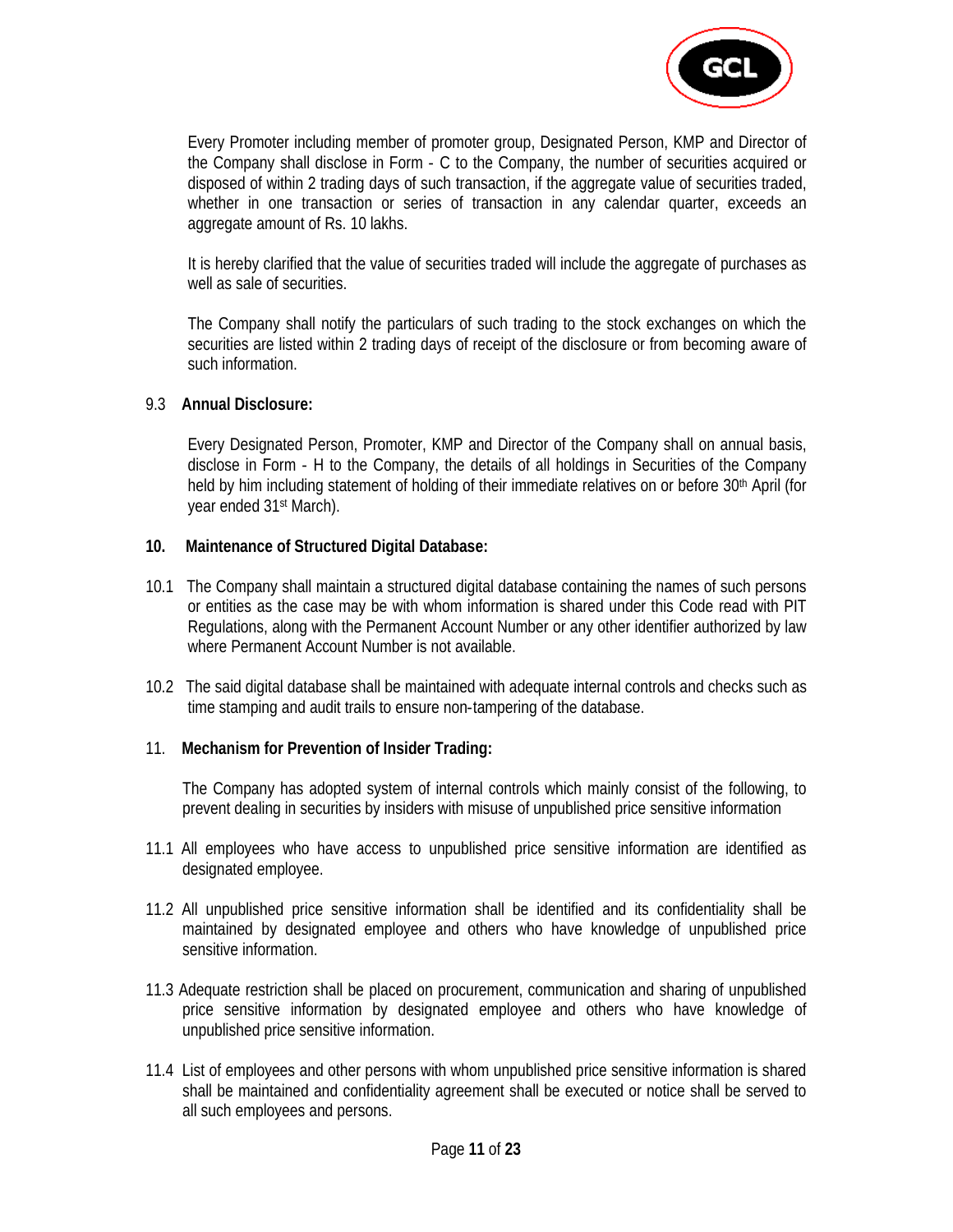Every Promoter including member of promoter group, Designated Person, KMP and Director of the Company shall disclose in Form - C to the Company, the number of securities acquired or disposed of within 2 trading days of such transaction, if the aggregate value of securities traded, whether in one transaction or series of transaction in any calendar quarter, exceeds an aggregate amount of Rs. 10 lakhs.

It is hereby clarified that the value of securities traded will include the aggregate of purchases as well as sale of securities.

The Company shall notify the particulars of such trading to the stock exchanges on which the securities are listed within 2 trading days of receipt of the disclosure or from becoming aware of such information.

9.3 **Annual Disclosure:**

Every Designated Person, Promoter, KMP and Director of the Company shall on annual basis, disclose in Form - H to the Company, the details of all holdings in Securities of the Company held by him including statement of holding of their immediate relatives on or before 30th April (for year ended 31st March).

**10. Maintenance of Structured Digital Database:**

10.1 The Company shall maintain a structured digital database containing the names of such persons or entities as the case may be with whom information is shared under this Code read with PIT Regulations, along with the Permanent Account Number or any other identifier authorized by law where Permanent Account Number is not available.

10.2 The said digital database shall be maintained with adequate internal controls and checks such as time stamping and audit trails to ensure non-tampering of the database.

11. **Mechanism for Prevention of Insider Trading:**

The Company has adopted system of internal controls which mainly consist of the following, to prevent dealing in securities by insiders with misuse of unpublished price sensitive information

11.1 All employees who have access to unpublished price sensitive information are identified as designated employee.

11.2 All unpublished price sensitive information shall be identified and its confidentiality shall be maintained by designated employee and others who have knowledge of unpublished price sensitive information.

11.3 Adequate restriction shall be placed on procurement, communication and sharing of unpublished price sensitive information by designated employee and others who have knowledge of unpublished price sensitive information.

11.4 List of employees and other persons with whom unpublished price sensitive information is shared shall be maintained and confidentiality agreement shall be executed or notice shall be served to all such employees and persons.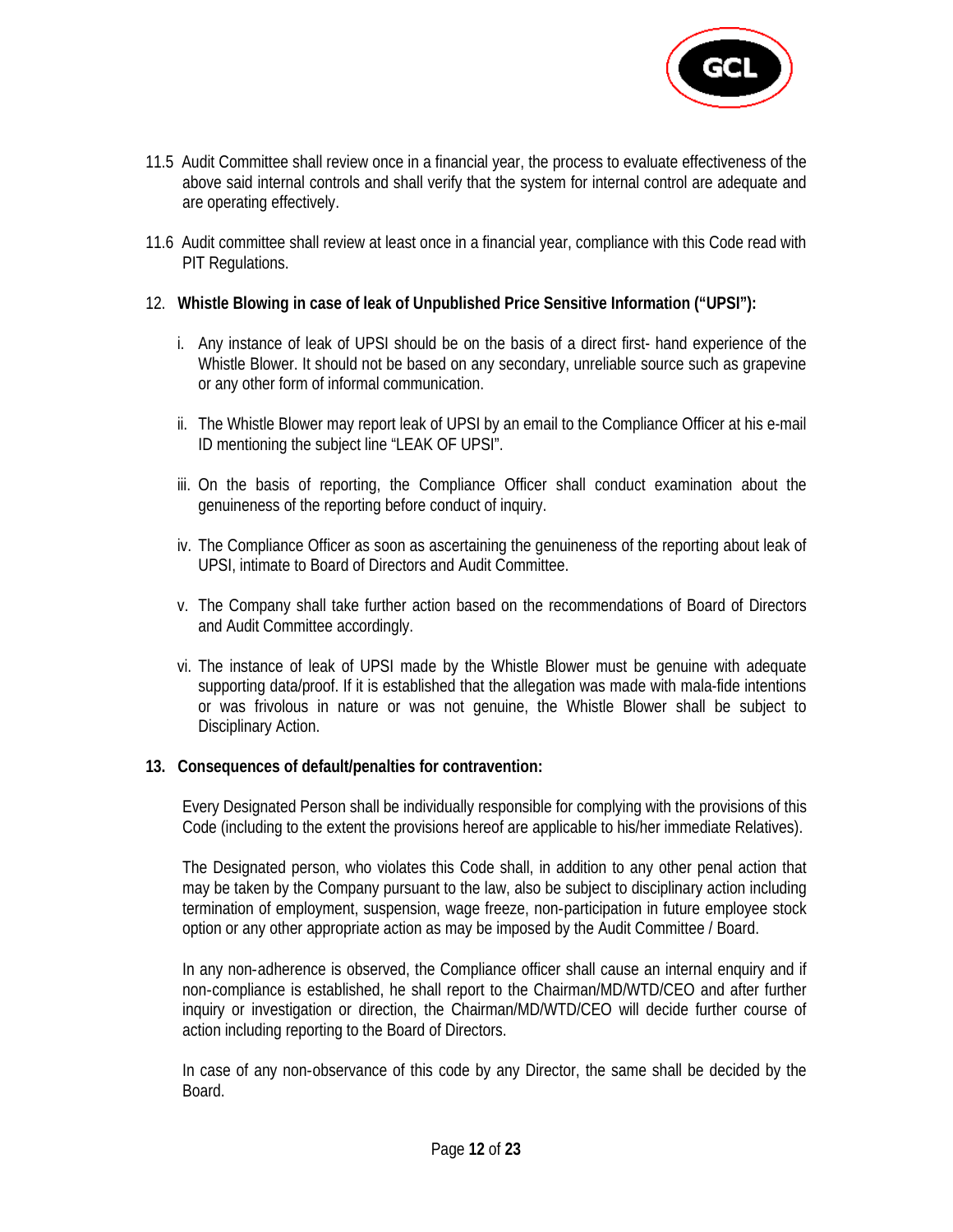11.5 Audit Committee shall review once in a financial year, the process to evaluate effectiveness of the above said internal controls and shall verify that the system for internal control are adequate and are operating effectively.

11.6 Audit committee shall review at least once in a financial year, compliance with this Code read with PIT Regulations.

12. **Whistle Blowing in case of leak of Unpublished Price Sensitive Information ("UPSI"):**

i. Any instance of leak of UPSI should be on the basis of a direct first- hand experience of the Whistle Blower. It should not be based on any secondary, unreliable source such as grapevine or any other form of informal communication.

ii. The Whistle Blower may report leak of UPSI by an email to the Compliance Officer at his e-mail ID mentioning the subject line "LEAK OF UPSI".

iii. On the basis of reporting, the Compliance Officer shall conduct examination about the genuineness of the reporting before conduct of inquiry.

iv. The Compliance Officer as soon as ascertaining the genuineness of the reporting about leak of UPSI, intimate to Board of Directors and Audit Committee.

v. The Company shall take further action based on the recommendations of Board of Directors and Audit Committee accordingly.

vi. The instance of leak of UPSI made by the Whistle Blower must be genuine with adequate supporting data/proof. If it is established that the allegation was made with mala-fide intentions or was frivolous in nature or was not genuine, the Whistle Blower shall be subject to Disciplinary Action.

**13. Consequences of default/penalties for contravention:**

Every Designated Person shall be individually responsible for complying with the provisions of this Code (including to the extent the provisions hereof are applicable to his/her immediate Relatives).

The Designated person, who violates this Code shall, in addition to any other penal action that may be taken by the Company pursuant to the law, also be subject to disciplinary action including termination of employment, suspension, wage freeze, non-participation in future employee stock option or any other appropriate action as may be imposed by the Audit Committee / Board.

In any non-adherence is observed, the Compliance officer shall cause an internal enquiry and if non-compliance is established, he shall report to the Chairman/MD/WTD/CEO and after further inquiry or investigation or direction, the Chairman/MD/WTD/CEO will decide further course of action including reporting to the Board of Directors.

In case of any non-observance of this code by any Director, the same shall be decided by the Board.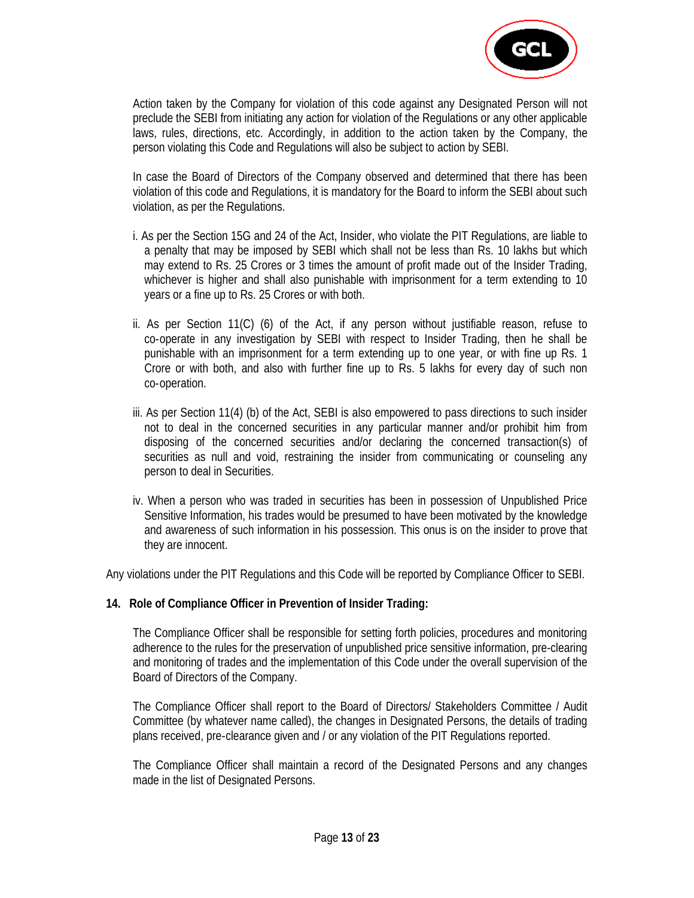Action taken by the Company for violation of this code against any Designated Person will not preclude the SEBI from initiating any action for violation of the Regulations or any other applicable laws, rules, directions, etc. Accordingly, in addition to the action taken by the Company, the person violating this Code and Regulations will also be subject to action by SEBI.

In case the Board of Directors of the Company observed and determined that there has been violation of this code and Regulations, it is mandatory for the Board to inform the SEBI about such violation, as per the Regulations.

i. As per the Section 15G and 24 of the Act, Insider, who violate the PIT Regulations, are liable to a penalty that may be imposed by SEBI which shall not be less than Rs. 10 lakhs but which may extend to Rs. 25 Crores or 3 times the amount of profit made out of the Insider Trading, whichever is higher and shall also punishable with imprisonment for a term extending to 10 years or a fine up to Rs. 25 Crores or with both.

ii. As per Section 11(C) (6) of the Act, if any person without justifiable reason, refuse to co-operate in any investigation by SEBI with respect to Insider Trading, then he shall be punishable with an imprisonment for a term extending up to one year, or with fine up Rs. 1 Crore or with both, and also with further fine up to Rs. 5 lakhs for every day of such non co-operation.

iii. As per Section 11(4) (b) of the Act, SEBI is also empowered to pass directions to such insider not to deal in the concerned securities in any particular manner and/or prohibit him from disposing of the concerned securities and/or declaring the concerned transaction(s) of securities as null and void, restraining the insider from communicating or counseling any person to deal in Securities.

iv. When a person who was traded in securities has been in possession of Unpublished Price Sensitive Information, his trades would be presumed to have been motivated by the knowledge and awareness of such information in his possession. This onus is on the insider to prove that they are innocent.

Any violations under the PIT Regulations and this Code will be reported by Compliance Officer to SEBI.

**14. Role of Compliance Officer in Prevention of Insider Trading:**

The Compliance Officer shall be responsible for setting forth policies, procedures and monitoring adherence to the rules for the preservation of unpublished price sensitive information, pre-clearing and monitoring of trades and the implementation of this Code under the overall supervision of the Board of Directors of the Company.

The Compliance Officer shall report to the Board of Directors/ Stakeholders Committee / Audit Committee (by whatever name called), the changes in Designated Persons, the details of trading plans received, pre-clearance given and / or any violation of the PIT Regulations reported.

The Compliance Officer shall maintain a record of the Designated Persons and any changes made in the list of Designated Persons.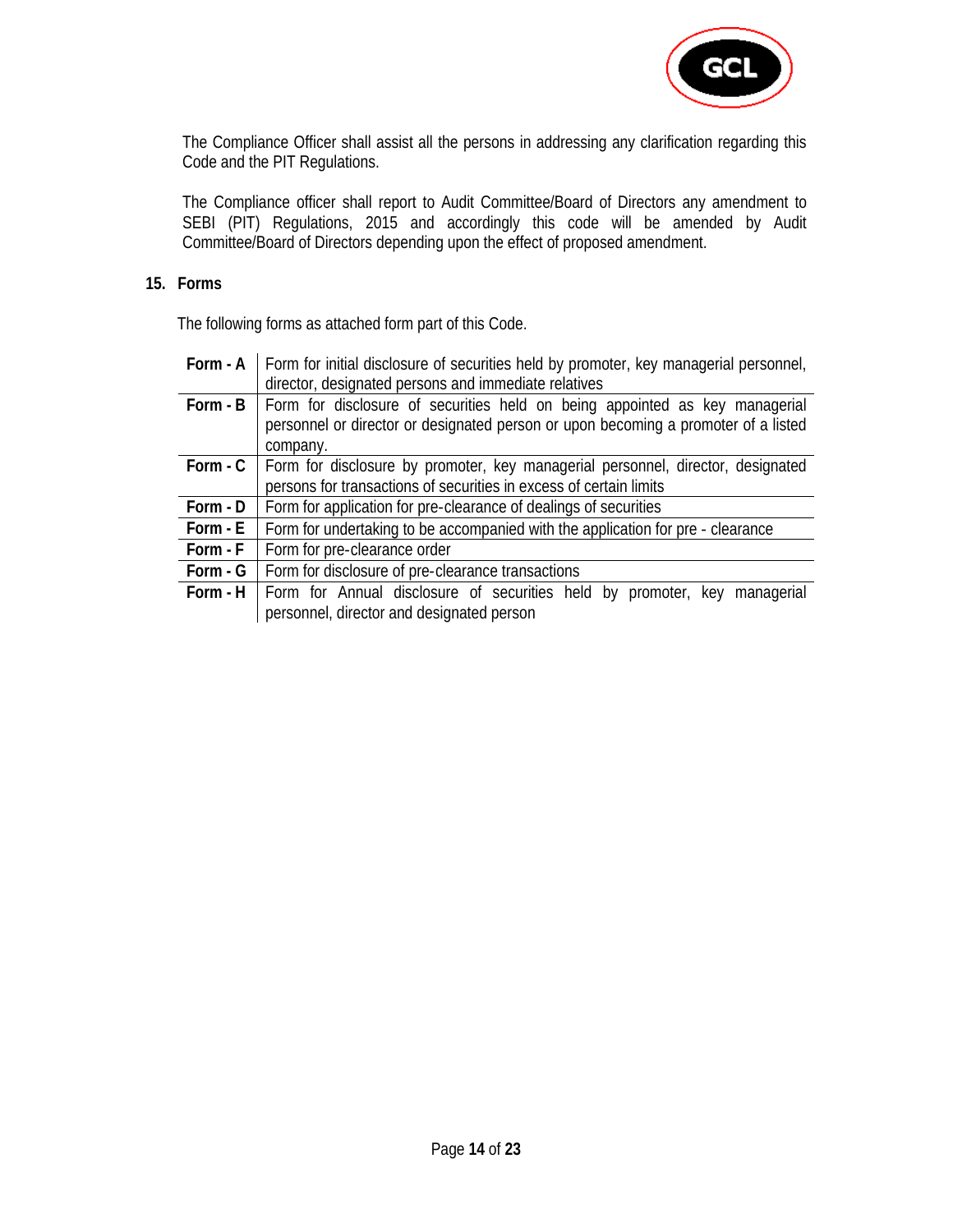The Compliance Officer shall assist all the persons in addressing any clarification regarding this Code and the PIT Regulations.

The Compliance officer shall report to Audit Committee/Board of Directors any amendment to SEBI (PIT) Regulations, 2015 and accordingly this code will be amended by Audit Committee/Board of Directors depending upon the effect of proposed amendment.

## 15. Forms

The following forms as attached form part of this Code.

| | |
|---|---|
| **Form - A** | Form for initial disclosure of securities held by promoter, key managerial personnel, director, designated persons and immediate relatives |
| **Form - B** | Form for disclosure of securities held on being appointed as key managerial personnel or director or designated person or upon becoming a promoter of a listed company. |
| **Form - C** | Form for disclosure by promoter, key managerial personnel, director, designated persons for transactions of securities in excess of certain limits |
| **Form - D** | Form for application for pre-clearance of dealings of securities |
| **Form - E** | Form for undertaking to be accompanied with the application for pre - clearance |
| **Form - F** | Form for pre-clearance order |
| **Form - G** | Form for disclosure of pre-clearance transactions |
| **Form - H** | Form for Annual disclosure of securities held by promoter, key managerial personnel, director and designated person |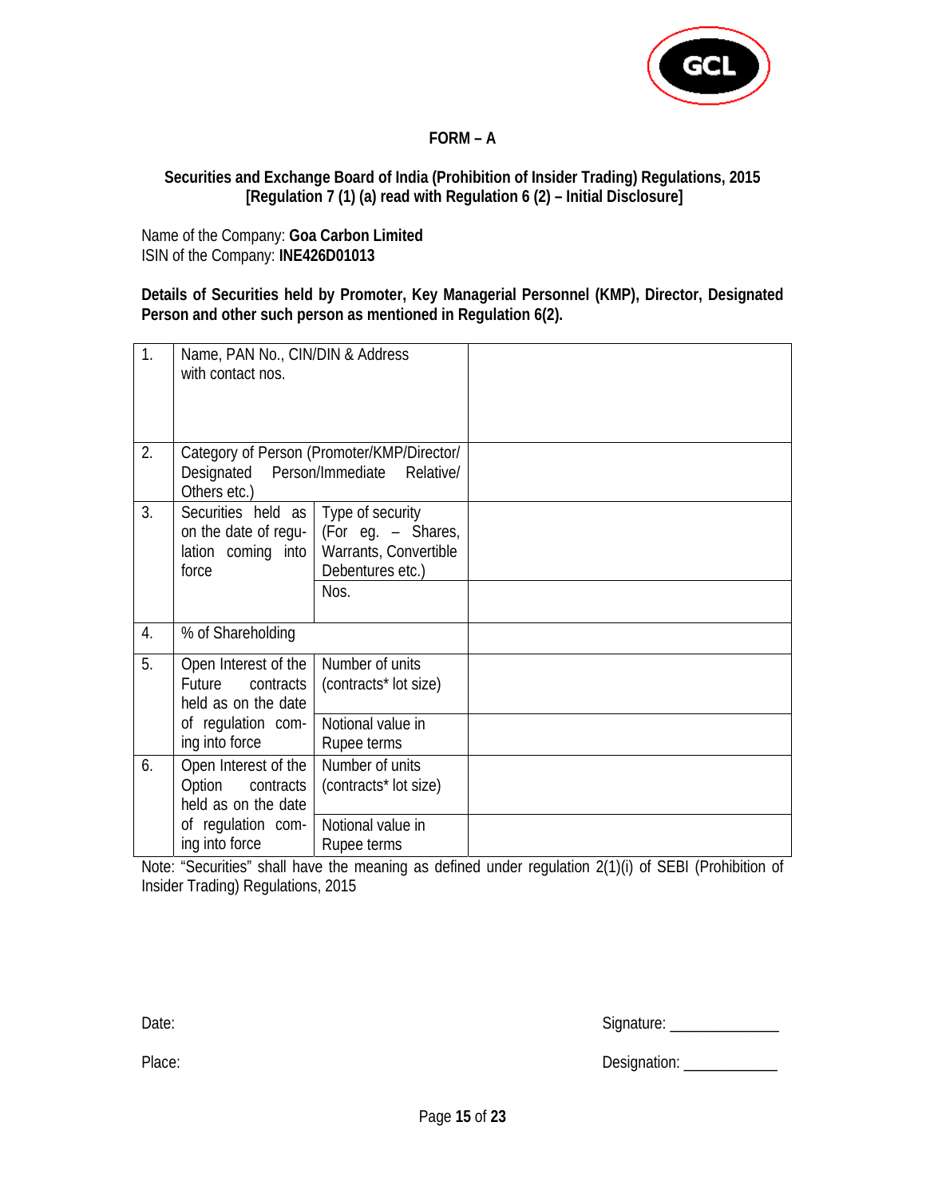## FORM – A

**Securities and Exchange Board of India (Prohibition of Insider Trading) Regulations, 2015**
**[Regulation 7 (1) (a) read with Regulation 6 (2) – Initial Disclosure]**

Name of the Company: **Goa Carbon Limited**
ISIN of the Company: **INE426D01013**

**Details of Securities held by Promoter, Key Managerial Personnel (KMP), Director, Designated Person and other such person as mentioned in Regulation 6(2).**

| | | | |
|---|---|---|---|
| 1. | Name, PAN No., CIN/DIN & Address with contact nos. | | |
| 2. | Category of Person (Promoter/KMP/Director/ Designated Person/Immediate Relative/ Others etc.) | | |
| 3. | Securities held as on the date of regulation coming into force | Type of security (For eg. – Shares, Warrants, Convertible Debentures etc.) | |
| | | Nos. | |
| 4. | % of Shareholding | | |
| 5. | Open Interest of the Future contracts held as on the date of regulation coming into force | Number of units (contracts* lot size) | |
| | | Notional value in Rupee terms | |
| 6. | Open Interest of the Option contracts held as on the date of regulation coming into force | Number of units (contracts* lot size) | |
| | | Notional value in Rupee terms | |

Note: "Securities" shall have the meaning as defined under regulation 2(1)(i) of SEBI (Prohibition of Insider Trading) Regulations, 2015

Date: Signature: ______________

Place: Designation: ____________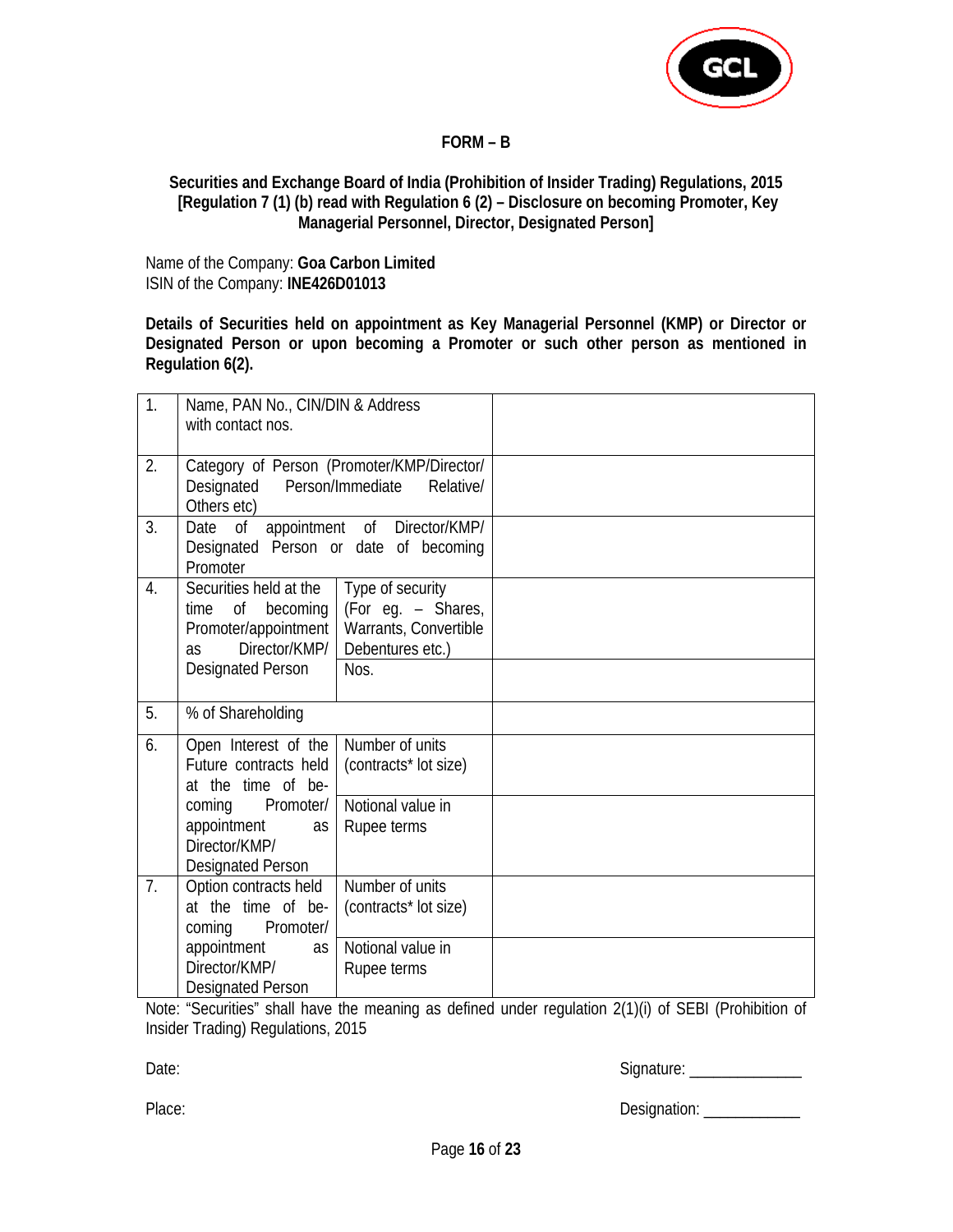**FORM – B**

**Securities and Exchange Board of India (Prohibition of Insider Trading) Regulations, 2015 [Regulation 7 (1) (b) read with Regulation 6 (2) – Disclosure on becoming Promoter, Key Managerial Personnel, Director, Designated Person]**

Name of the Company: **Goa Carbon Limited**
ISIN of the Company: **INE426D01013**

**Details of Securities held on appointment as Key Managerial Personnel (KMP) or Director or Designated Person or upon becoming a Promoter or such other person as mentioned in Regulation 6(2).**

| | | | |
|---|---|---|---|
| 1. | Name, PAN No., CIN/DIN & Address with contact nos. | | |
| 2. | Category of Person (Promoter/KMP/Director/ Designated Person/Immediate Relative/ Others etc) | | |
| 3. | Date of appointment of Director/KMP/ Designated Person or date of becoming Promoter | | |
| 4. | Securities held at the time of becoming Promoter/appointment as Director/KMP/ Designated Person | Type of security (For eg. – Shares, Warrants, Convertible Debentures etc.) | |
| | | Nos. | |
| 5. | % of Shareholding | | |
| 6. | Open Interest of the Future contracts held at the time of becoming Promoter/ appointment as Director/KMP/ Designated Person | Number of units (contracts* lot size) | |
| | | Notional value in Rupee terms | |
| 7. | Option contracts held at the time of becoming Promoter/ appointment as Director/KMP/ Designated Person | Number of units (contracts* lot size) | |
| | | Notional value in Rupee terms | |

Note: "Securities" shall have the meaning as defined under regulation 2(1)(i) of SEBI (Prohibition of Insider Trading) Regulations, 2015

Date: Signature: ______________

Place: Designation: ____________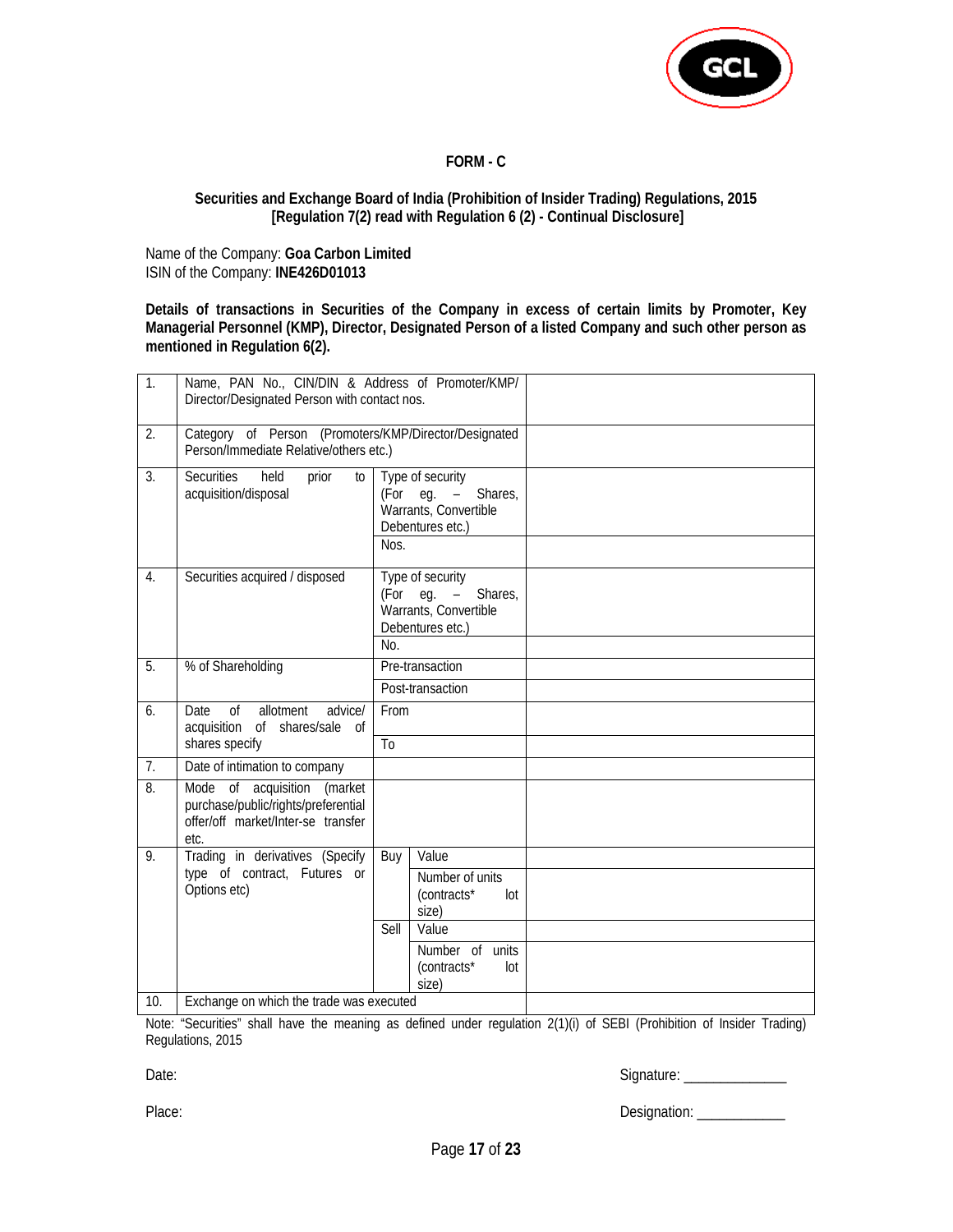**FORM - C**

**Securities and Exchange Board of India (Prohibition of Insider Trading) Regulations, 2015**
**[Regulation 7(2) read with Regulation 6 (2) - Continual Disclosure]**

Name of the Company: **Goa Carbon Limited**
ISIN of the Company: **INE426D01013**

**Details of transactions in Securities of the Company in excess of certain limits by Promoter, Key Managerial Personnel (KMP), Director, Designated Person of a listed Company and such other person as mentioned in Regulation 6(2).**

| | | | | |
|---|---|---|---|---|
| 1. | Name, PAN No., CIN/DIN & Address of Promoter/KMP/ Director/Designated Person with contact nos. | | | |
| 2. | Category of Person (Promoters/KMP/Director/Designated Person/Immediate Relative/others etc.) | | | |
| 3. | Securities held prior to acquisition/disposal | Type of security (For eg. – Shares, Warrants, Convertible Debentures etc.) | | |
| | | Nos. | | |
| 4. | Securities acquired / disposed | Type of security (For eg. – Shares, Warrants, Convertible Debentures etc.) | | |
| | | No. | | |
| 5. | % of Shareholding | Pre-transaction | | |
| | | Post-transaction | | |
| 6. | Date of allotment advice/ acquisition of shares/sale of shares specify | From | | |
| | | To | | |
| 7. | Date of intimation to company | | | |
| 8. | Mode of acquisition (market purchase/public/rights/preferential offer/off market/Inter-se transfer etc. | | | |
| 9. | Trading in derivatives (Specify type of contract, Futures or Options etc) | Buy | Value | |
| | | | Number of units (contracts* lot size) | |
| | | Sell | Value | |
| | | | Number of units (contracts* lot size) | |
| 10. | Exchange on which the trade was executed | | | |

Note: "Securities" shall have the meaning as defined under regulation 2(1)(i) of SEBI (Prohibition of Insider Trading) Regulations, 2015

Date: Signature: ______________

Place: Designation: ____________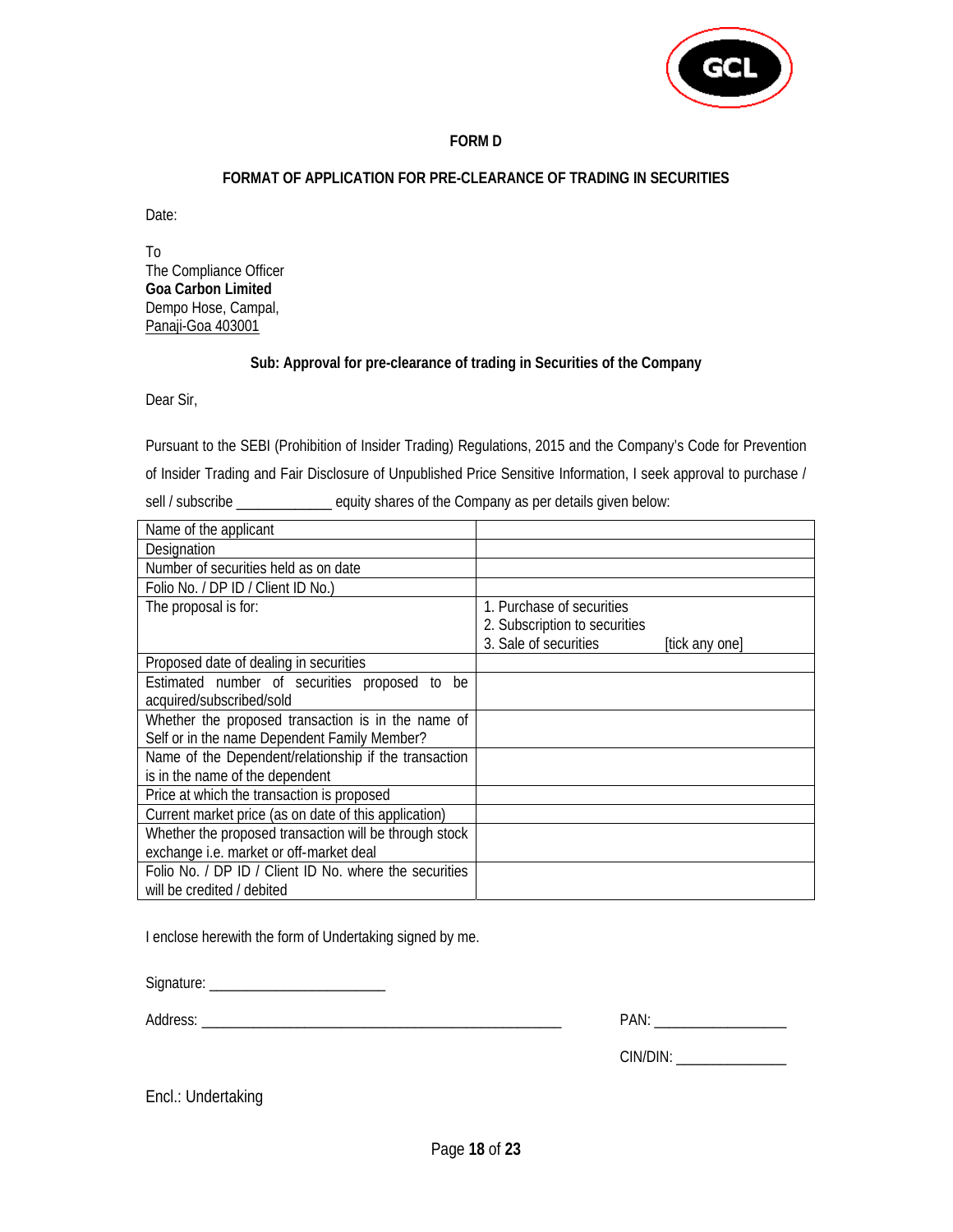## FORM D

### FORMAT OF APPLICATION FOR PRE-CLEARANCE OF TRADING IN SECURITIES

Date:

To
The Compliance Officer
**Goa Carbon Limited**
Dempo Hose, Campal,
Panaji-Goa 403001

**Sub: Approval for pre-clearance of trading in Securities of the Company**

Dear Sir,

Pursuant to the SEBI (Prohibition of Insider Trading) Regulations, 2015 and the Company's Code for Prevention of Insider Trading and Fair Disclosure of Unpublished Price Sensitive Information, I seek approval to purchase / sell / subscribe _____________ equity shares of the Company as per details given below:

| | |
|---|---|
| Name of the applicant | |
| Designation | |
| Number of securities held as on date | |
| Folio No. / DP ID / Client ID No.) | |
| The proposal is for: | 1. Purchase of securities<br>2. Subscription to securities<br>3. Sale of securities [tick any one] |
| Proposed date of dealing in securities | |
| Estimated number of securities proposed to be acquired/subscribed/sold | |
| Whether the proposed transaction is in the name of Self or in the name Dependent Family Member? | |
| Name of the Dependent/relationship if the transaction is in the name of the dependent | |
| Price at which the transaction is proposed | |
| Current market price (as on date of this application) | |
| Whether the proposed transaction will be through stock exchange i.e. market or off-market deal | |
| Folio No. / DP ID / Client ID No. where the securities will be credited / debited | |

I enclose herewith the form of Undertaking signed by me.

Signature: _______________________

Address: ________________________________________________ PAN: _________________

CIN/DIN: _______________

Encl.: Undertaking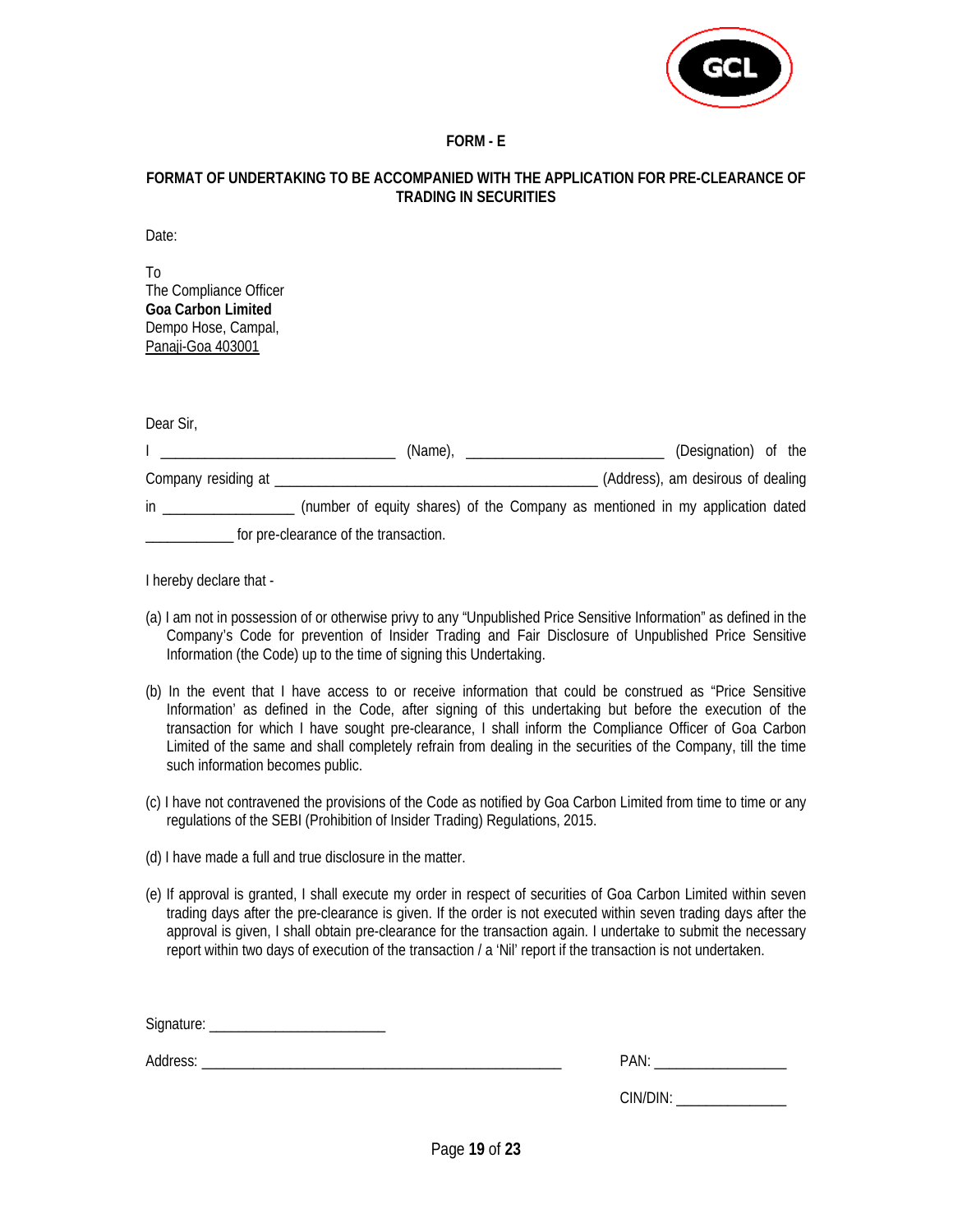**FORM - E**

**FORMAT OF UNDERTAKING TO BE ACCOMPANIED WITH THE APPLICATION FOR PRE-CLEARANCE OF TRADING IN SECURITIES**

Date:

To
The Compliance Officer
**Goa Carbon Limited**
Dempo Hose, Campal,
Panaji-Goa 403001

Dear Sir,

I ______________________________ (Name), _________________________ (Designation) of the Company residing at __________________________________________ (Address), am desirous of dealing in _________________ (number of equity shares) of the Company as mentioned in my application dated ____________ for pre-clearance of the transaction.

I hereby declare that -

(a) I am not in possession of or otherwise privy to any "Unpublished Price Sensitive Information" as defined in the Company's Code for prevention of Insider Trading and Fair Disclosure of Unpublished Price Sensitive Information (the Code) up to the time of signing this Undertaking.

(b) In the event that I have access to or receive information that could be construed as "Price Sensitive Information' as defined in the Code, after signing of this undertaking but before the execution of the transaction for which I have sought pre-clearance, I shall inform the Compliance Officer of Goa Carbon Limited of the same and shall completely refrain from dealing in the securities of the Company, till the time such information becomes public.

(c) I have not contravened the provisions of the Code as notified by Goa Carbon Limited from time to time or any regulations of the SEBI (Prohibition of Insider Trading) Regulations, 2015.

(d) I have made a full and true disclosure in the matter.

(e) If approval is granted, I shall execute my order in respect of securities of Goa Carbon Limited within seven trading days after the pre-clearance is given. If the order is not executed within seven trading days after the approval is given, I shall obtain pre-clearance for the transaction again. I undertake to submit the necessary report within two days of execution of the transaction / a 'Nil' report if the transaction is not undertaken.

Signature: _______________________

Address: ________________________________________________

PAN: __________________

CIN/DIN: _______________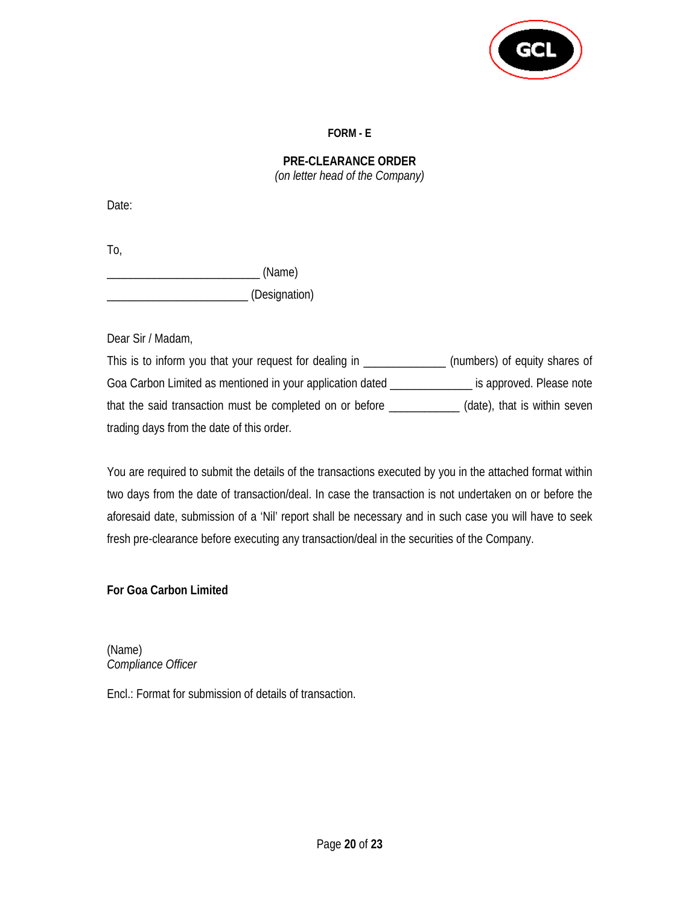**FORM - E**

**PRE-CLEARANCE ORDER**
*(on letter head of the Company)*

Date:

To,

_________________________ (Name)

_______________________ (Designation)

Dear Sir / Madam,

This is to inform you that your request for dealing in _____________ (numbers) of equity shares of Goa Carbon Limited as mentioned in your application dated _____________ is approved. Please note that the said transaction must be completed on or before ___________ (date), that is within seven trading days from the date of this order.

You are required to submit the details of the transactions executed by you in the attached format within two days from the date of transaction/deal. In case the transaction is not undertaken on or before the aforesaid date, submission of a 'Nil' report shall be necessary and in such case you will have to seek fresh pre-clearance before executing any transaction/deal in the securities of the Company.

**For Goa Carbon Limited**

(Name)
*Compliance Officer*

Encl.: Format for submission of details of transaction.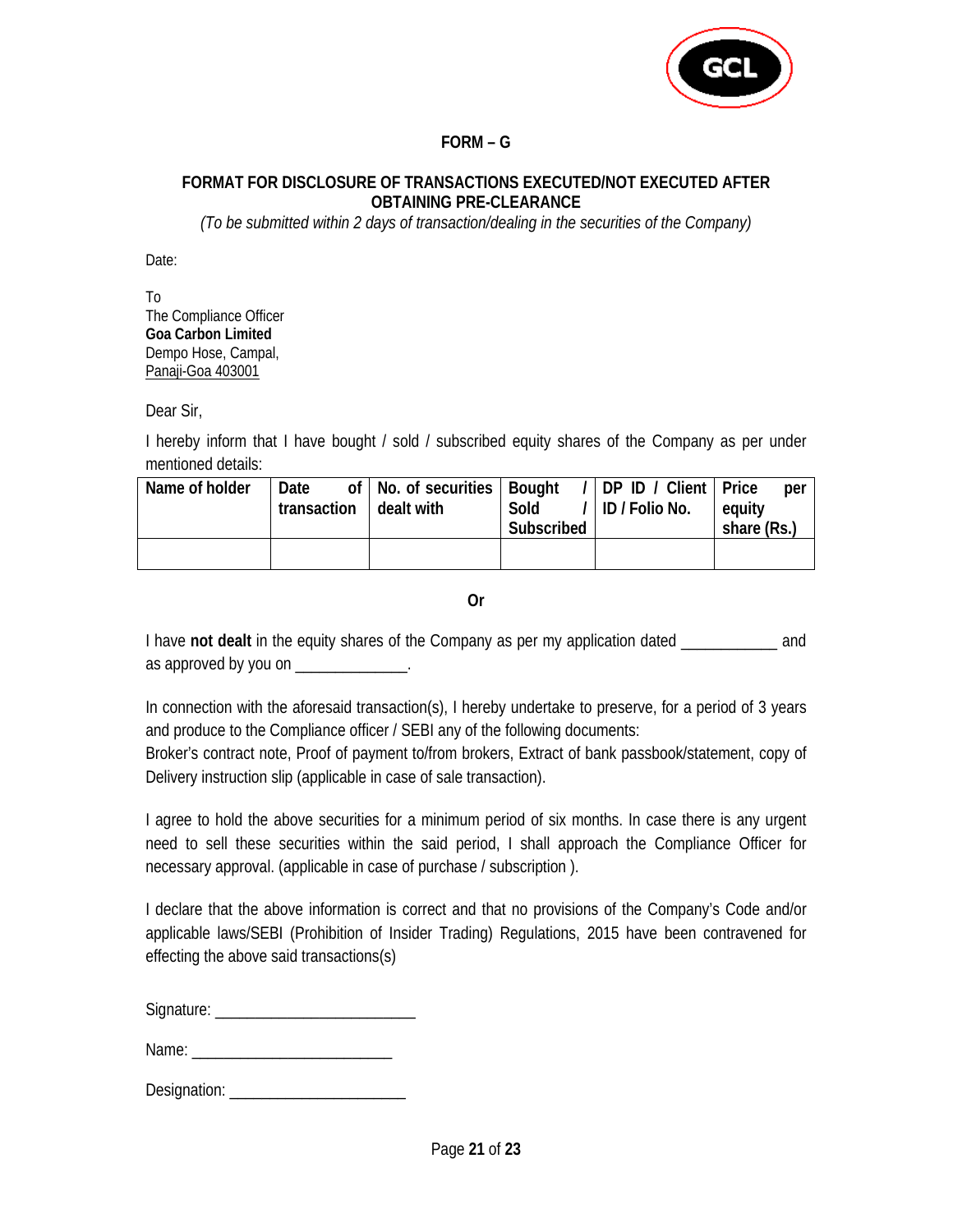## FORM – G

### FORMAT FOR DISCLOSURE OF TRANSACTIONS EXECUTED/NOT EXECUTED AFTER OBTAINING PRE-CLEARANCE

*(To be submitted within 2 days of transaction/dealing in the securities of the Company)*

Date:

To
The Compliance Officer
**Goa Carbon Limited**
Dempo Hose, Campal,
Panaji-Goa 403001

Dear Sir,

I hereby inform that I have bought / sold / subscribed equity shares of the Company as per under mentioned details:

| Name of holder | Date of transaction | No. of securities dealt with | Bought / Sold / Subscribed | DP ID / Client ID / Folio No. | Price per equity share (Rs.) |
|---|---|---|---|---|---|
| | | | | | |

**Or**

I have **not dealt** in the equity shares of the Company as per my application dated ___________ and as approved by you on _____________.

In connection with the aforesaid transaction(s), I hereby undertake to preserve, for a period of 3 years and produce to the Compliance officer / SEBI any of the following documents:
Broker's contract note, Proof of payment to/from brokers, Extract of bank passbook/statement, copy of Delivery instruction slip (applicable in case of sale transaction).

I agree to hold the above securities for a minimum period of six months. In case there is any urgent need to sell these securities within the said period, I shall approach the Compliance Officer for necessary approval. (applicable in case of purchase / subscription ).

I declare that the above information is correct and that no provisions of the Company's Code and/or applicable laws/SEBI (Prohibition of Insider Trading) Regulations, 2015 have been contravened for effecting the above said transactions(s)

Signature: _______________________

Name: _______________________

Designation: ____________________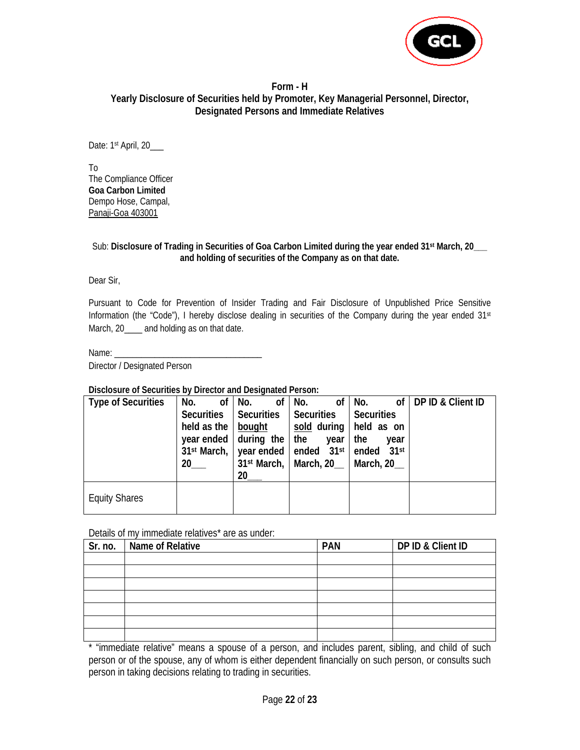**Form - H**

**Yearly Disclosure of Securities held by Promoter, Key Managerial Personnel, Director, Designated Persons and Immediate Relatives**

Date: 1st April, 20___

To
The Compliance Officer
**Goa Carbon Limited**
Dempo Hose, Campal,
Panaji-Goa 403001

Sub: **Disclosure of Trading in Securities of Goa Carbon Limited during the year ended 31st March, 20___ and holding of securities of the Company as on that date.**

Dear Sir,

Pursuant to Code for Prevention of Insider Trading and Fair Disclosure of Unpublished Price Sensitive Information (the "Code"), I hereby disclose dealing in securities of the Company during the year ended 31st March, 20____ and holding as on that date.

Name: ________________________________
Director / Designated Person

**Disclosure of Securities by Director and Designated Person:**

| Type of Securities | No. of Securities held as the year ended 31st March, 20___ | No. of Securities bought during the year ended 31st March, 20___ | No. of Securities sold during the year ended 31st March, 20__ | No. of Securities held as on the year ended 31st March, 20__ | DP ID & Client ID |
|---|---|---|---|---|---|
| Equity Shares | | | | | |

Details of my immediate relatives* are as under:

| Sr. no. | Name of Relative | PAN | DP ID & Client ID |
|---|---|---|---|
| | | | |
| | | | |
| | | | |
| | | | |
| | | | |
| | | | |
| | | | |

* "immediate relative" means a spouse of a person, and includes parent, sibling, and child of such person or of the spouse, any of whom is either dependent financially on such person, or consults such person in taking decisions relating to trading in securities.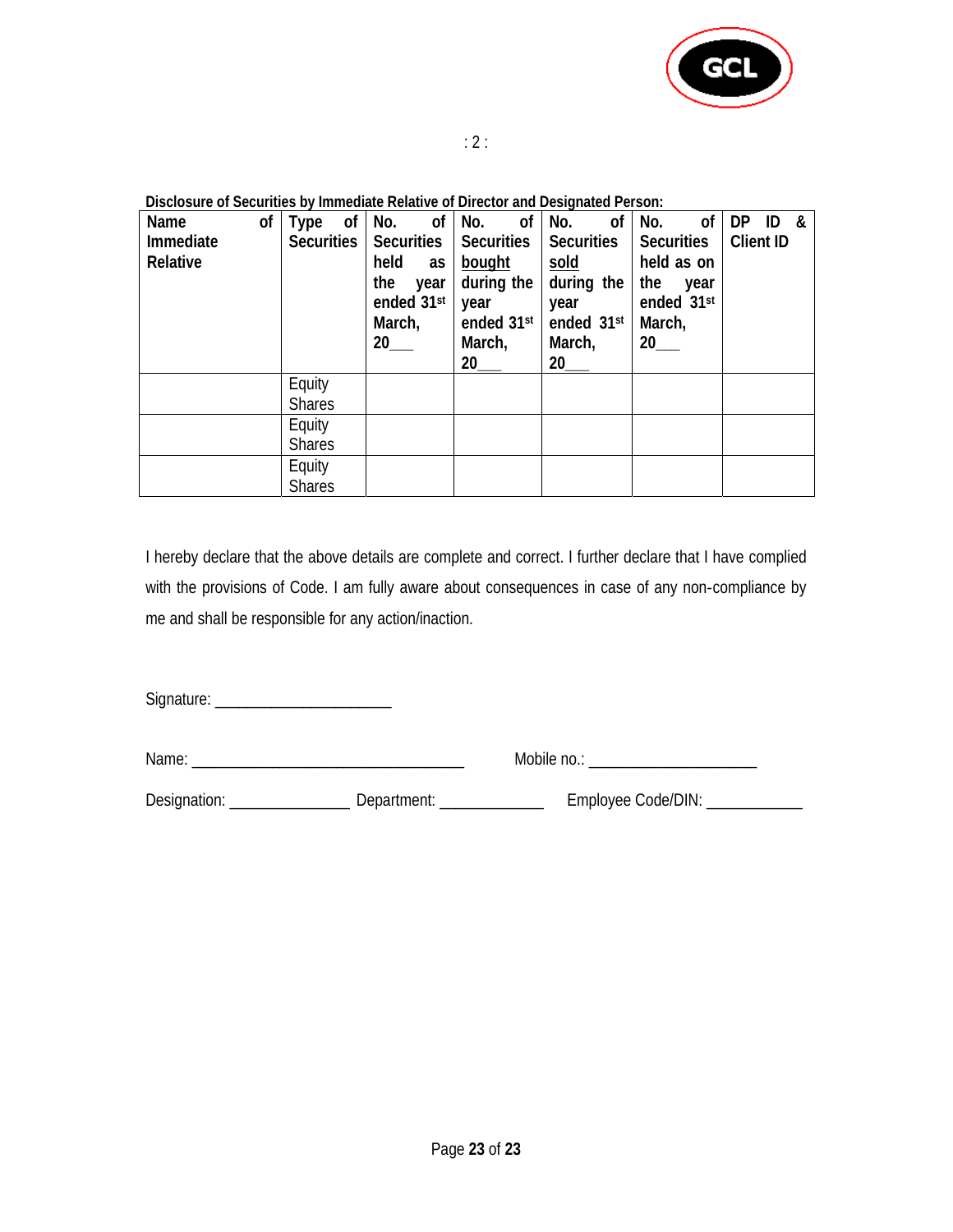**Disclosure of Securities by Immediate Relative of Director and Designated Person:**

| Name of Immediate Relative | Type of Securities | No. of Securities held as the year ended 31st March, 20___ | No. of Securities bought during the year ended 31st March, 20___ | No. of Securities sold during the year ended 31st March, 20___ | No. of Securities held as on the year ended 31st March, 20___ | DP ID & Client ID |
|---|---|---|---|---|---|---|
| | Equity Shares | | | | | |
| | Equity Shares | | | | | |
| | Equity Shares | | | | | |

I hereby declare that the above details are complete and correct. I further declare that I have complied with the provisions of Code. I am fully aware about consequences in case of any non-compliance by me and shall be responsible for any action/inaction.

Signature: ______________________

Name: __________________________________ Mobile no.: _____________________

Designation: _______________ Department: _____________ Employee Code/DIN: ____________